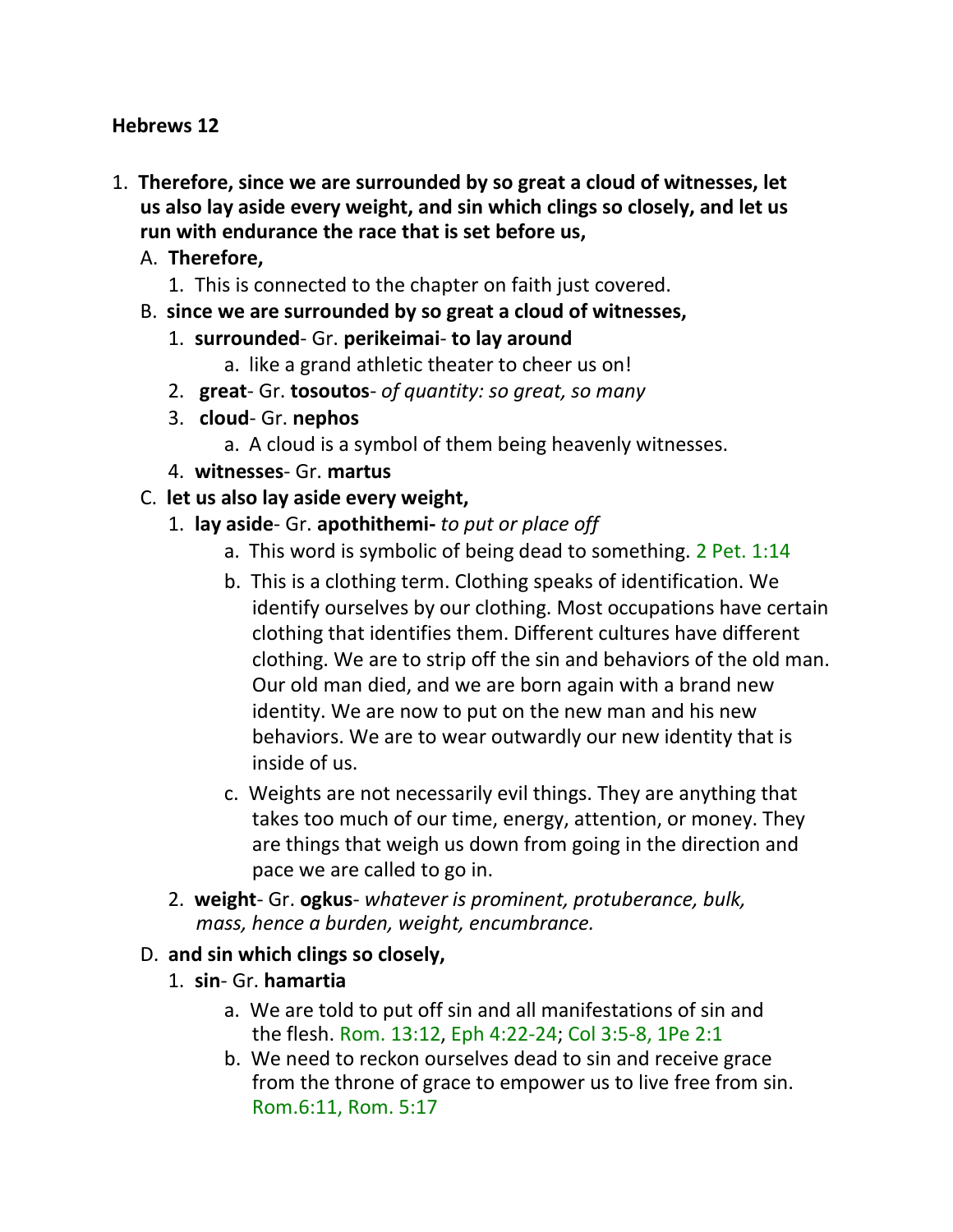**Hebrews 12**

1. **Therefore, since we are surrounded by so great a cloud of witnesses, let us also lay aside every weight, and sin which clings so closely, and let us run with endurance the race that is set before us,**
   A. **Therefore,**
      1. This is connected to the chapter on faith just covered.
   B. **since we are surrounded by so great a cloud of witnesses,**
      1. **surrounded**- Gr. **perikeimai**- **to lay around**
         a. like a grand athletic theater to cheer us on!
      2. **great**- Gr. **tosoutos**- *of quantity: so great, so many*
      3. **cloud**- Gr. **nephos**
         a. A cloud is a symbol of them being heavenly witnesses.
      4. **witnesses**- Gr. **martus**
   C. **let us also lay aside every weight,**
      1. **lay aside**- Gr. **apothithemi-** *to put or place off*
         a. This word is symbolic of being dead to something. 2 Pet. 1:14
         b. This is a clothing term. Clothing speaks of identification. We identify ourselves by our clothing. Most occupations have certain clothing that identifies them. Different cultures have different clothing. We are to strip off the sin and behaviors of the old man. Our old man died, and we are born again with a brand new identity. We are now to put on the new man and his new behaviors. We are to wear outwardly our new identity that is inside of us.
         c. Weights are not necessarily evil things. They are anything that takes too much of our time, energy, attention, or money. They are things that weigh us down from going in the direction and pace we are called to go in.
      2. **weight**- Gr. **ogkus**- *whatever is prominent, protuberance, bulk, mass, hence a burden, weight, encumbrance.*
   D. **and sin which clings so closely,**
      1. **sin**- Gr. **hamartia**
         a. We are told to put off sin and all manifestations of sin and the flesh. Rom. 13:12, Eph 4:22-24; Col 3:5-8, 1Pe 2:1
         b. We need to reckon ourselves dead to sin and receive grace from the throne of grace to empower us to live free from sin. Rom.6:11, Rom. 5:17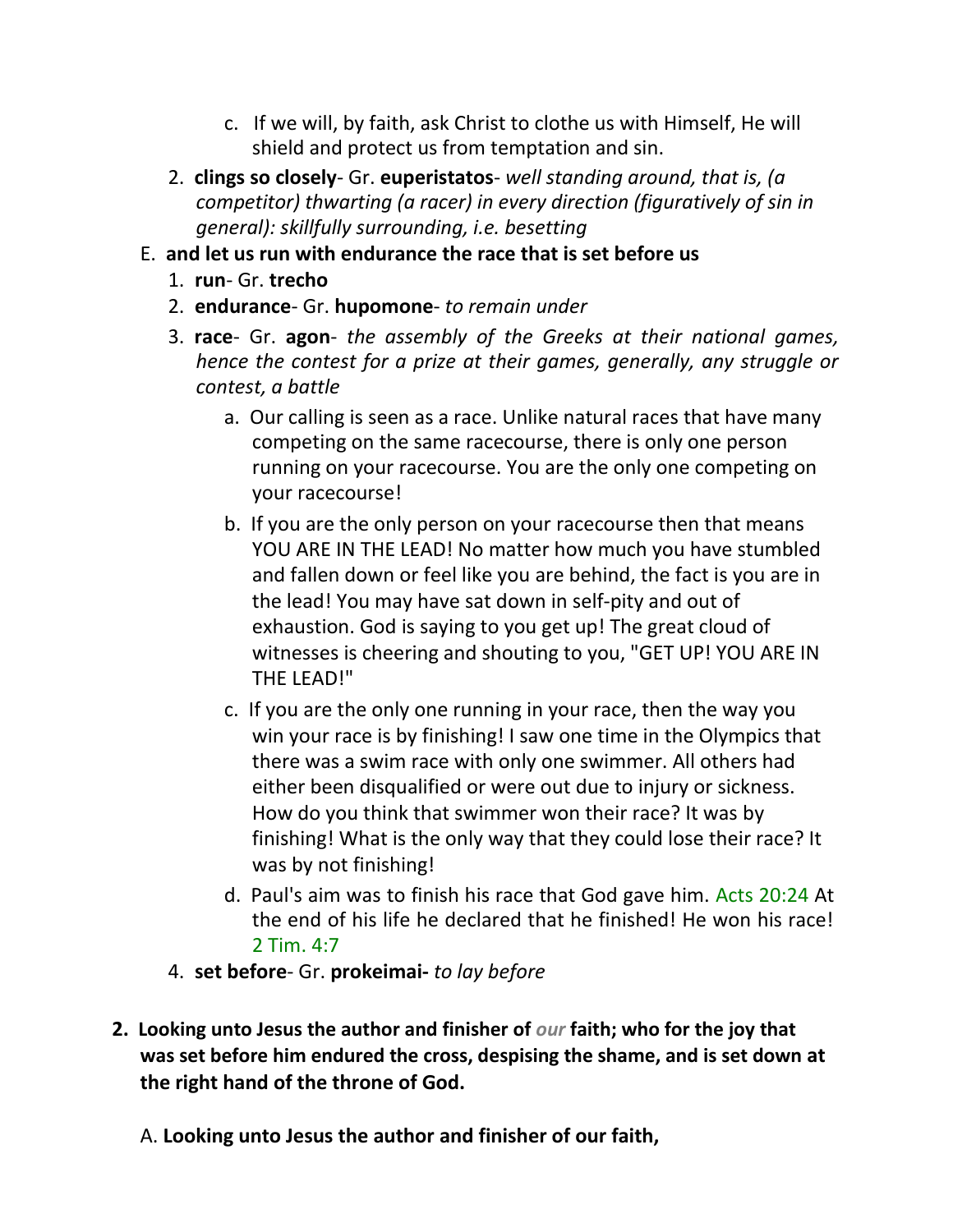c. If we will, by faith, ask Christ to clothe us with Himself, He will shield and protect us from temptation and sin.

2. **clings so closely**- Gr. **euperistatos**- *well standing around, that is, (a competitor) thwarting (a racer) in every direction (figuratively of sin in general): skillfully surrounding, i.e. besetting*

E. **and let us run with endurance the race that is set before us**

1. **run**- Gr. **trecho**
2. **endurance**- Gr. **hupomone**- *to remain under*
3. **race**- Gr. **agon**- *the assembly of the Greeks at their national games, hence the contest for a prize at their games, generally, any struggle or contest, a battle*
   a. Our calling is seen as a race. Unlike natural races that have many competing on the same racecourse, there is only one person running on your racecourse. You are the only one competing on your racecourse!
   b. If you are the only person on your racecourse then that means YOU ARE IN THE LEAD! No matter how much you have stumbled and fallen down or feel like you are behind, the fact is you are in the lead! You may have sat down in self-pity and out of exhaustion. God is saying to you get up! The great cloud of witnesses is cheering and shouting to you, "GET UP! YOU ARE IN THE LEAD!"
   c. If you are the only one running in your race, then the way you win your race is by finishing! I saw one time in the Olympics that there was a swim race with only one swimmer. All others had either been disqualified or were out due to injury or sickness. How do you think that swimmer won their race? It was by finishing! What is the only way that they could lose their race? It was by not finishing!
   d. Paul's aim was to finish his race that God gave him. Acts 20:24 At the end of his life he declared that he finished! He won his race! 2 Tim. 4:7
4. **set before**- Gr. **prokeimai-** *to lay before*

**2. Looking unto Jesus the author and finisher of *our* faith; who for the joy that was set before him endured the cross, despising the shame, and is set down at the right hand of the throne of God.**

A. **Looking unto Jesus the author and finisher of our faith,**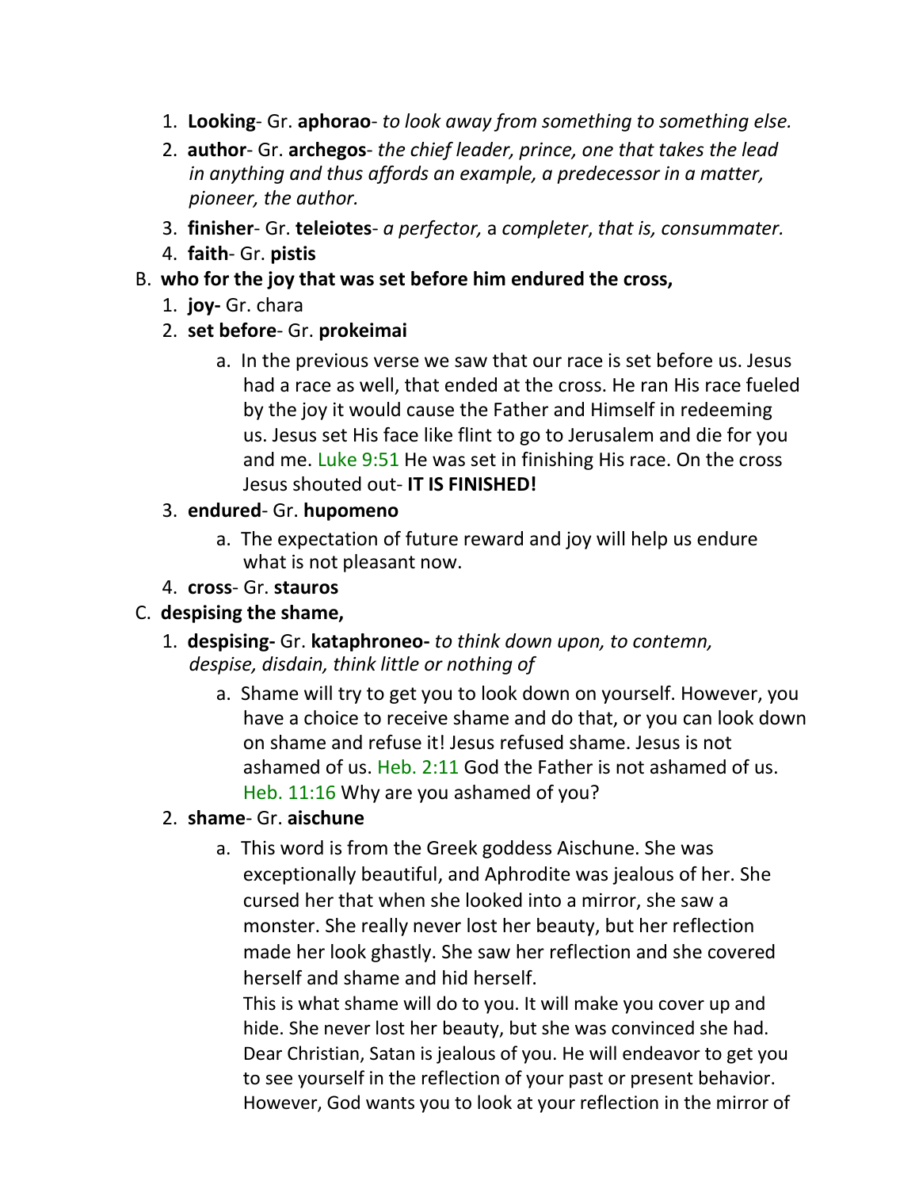1. **Looking**- Gr. **aphorao**- *to look away from something to something else.*
2. **author**- Gr. **archegos**- *the chief leader, prince, one that takes the lead in anything and thus affords an example, a predecessor in a matter, pioneer, the author.*
3. **finisher**- Gr. **teleiotes**- *a perfector,* a *completer*, *that is, consummater.*
4. **faith**- Gr. **pistis**

B. **who for the joy that was set before him endured the cross,**

1. **joy-** Gr. chara
2. **set before**- Gr. **prokeimai**
    a. In the previous verse we saw that our race is set before us. Jesus had a race as well, that ended at the cross. He ran His race fueled by the joy it would cause the Father and Himself in redeeming us. Jesus set His face like flint to go to Jerusalem and die for you and me. Luke 9:51 He was set in finishing His race. On the cross Jesus shouted out- **IT IS FINISHED!**
3. **endured**- Gr. **hupomeno**
    a. The expectation of future reward and joy will help us endure what is not pleasant now.
4. **cross**- Gr. **stauros**

C. **despising the shame,**

1. **despising-** Gr. **kataphroneo-** *to think down upon, to contemn, despise, disdain, think little or nothing of*
    a. Shame will try to get you to look down on yourself. However, you have a choice to receive shame and do that, or you can look down on shame and refuse it! Jesus refused shame. Jesus is not ashamed of us. Heb. 2:11 God the Father is not ashamed of us. Heb. 11:16 Why are you ashamed of you?
2. **shame**- Gr. **aischune**
    a. This word is from the Greek goddess Aischune. She was exceptionally beautiful, and Aphrodite was jealous of her. She cursed her that when she looked into a mirror, she saw a monster. She really never lost her beauty, but her reflection made her look ghastly. She saw her reflection and she covered herself and shame and hid herself.
    This is what shame will do to you. It will make you cover up and hide. She never lost her beauty, but she was convinced she had. Dear Christian, Satan is jealous of you. He will endeavor to get you to see yourself in the reflection of your past or present behavior. However, God wants you to look at your reflection in the mirror of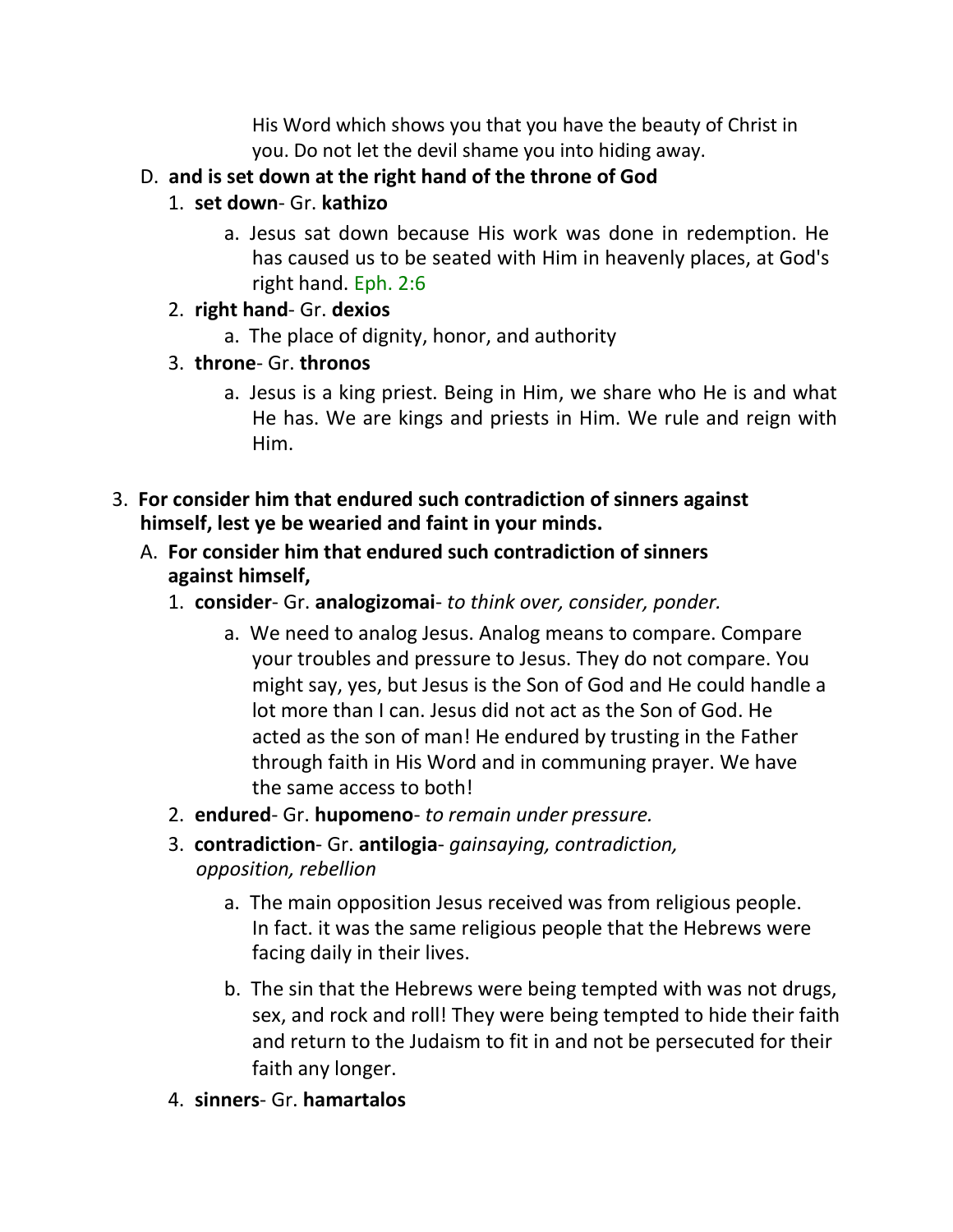His Word which shows you that you have the beauty of Christ in you. Do not let the devil shame you into hiding away.

D. **and is set down at the right hand of the throne of God**

1. **set down**- Gr. **kathizo**

    a. Jesus sat down because His work was done in redemption. He has caused us to be seated with Him in heavenly places, at God's right hand. Eph. 2:6

2. **right hand**- Gr. **dexios**

    a. The place of dignity, honor, and authority

3. **throne**- Gr. **thronos**

    a. Jesus is a king priest. Being in Him, we share who He is and what He has. We are kings and priests in Him. We rule and reign with Him.

3. **For consider him that endured such contradiction of sinners against himself, lest ye be wearied and faint in your minds.**

A. **For consider him that endured such contradiction of sinners against himself,**

1. **consider**- Gr. **analogizomai**- *to think over, consider, ponder.*

    a. We need to analog Jesus. Analog means to compare. Compare your troubles and pressure to Jesus. They do not compare. You might say, yes, but Jesus is the Son of God and He could handle a lot more than I can. Jesus did not act as the Son of God. He acted as the son of man! He endured by trusting in the Father through faith in His Word and in communing prayer. We have the same access to both!

2. **endured**- Gr. **hupomeno**- *to remain under pressure.*

3. **contradiction**- Gr. **antilogia**- *gainsaying, contradiction, opposition, rebellion*

    a. The main opposition Jesus received was from religious people. In fact. it was the same religious people that the Hebrews were facing daily in their lives.

    b. The sin that the Hebrews were being tempted with was not drugs, sex, and rock and roll! They were being tempted to hide their faith and return to the Judaism to fit in and not be persecuted for their faith any longer.

4. **sinners**- Gr. **hamartalos**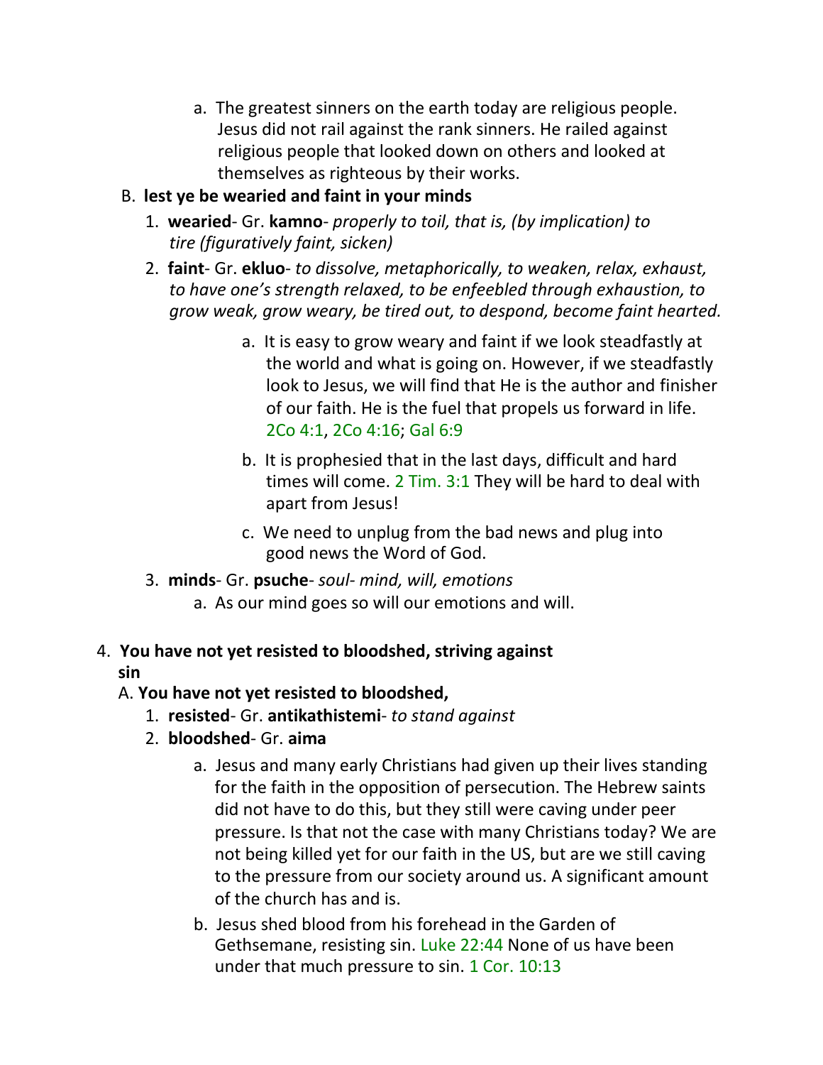a. The greatest sinners on the earth today are religious people. Jesus did not rail against the rank sinners. He railed against religious people that looked down on others and looked at themselves as righteous by their works.

B. **lest ye be wearied and faint in your minds**

1. **wearied**- Gr. **kamno**- *properly to toil, that is, (by implication) to tire (figuratively faint, sicken)*
2. **faint**- Gr. **ekluo**- *to dissolve, metaphorically, to weaken, relax, exhaust, to have one's strength relaxed, to be enfeebled through exhaustion, to grow weak, grow weary, be tired out, to despond, become faint hearted.*

   a. It is easy to grow weary and faint if we look steadfastly at the world and what is going on. However, if we steadfastly look to Jesus, we will find that He is the author and finisher of our faith. He is the fuel that propels us forward in life. 2Co 4:1, 2Co 4:16; Gal 6:9

   b. It is prophesied that in the last days, difficult and hard times will come. 2 Tim. 3:1 They will be hard to deal with apart from Jesus!

   c. We need to unplug from the bad news and plug into good news the Word of God.

3. **minds**- Gr. **psuche**- *soul- mind, will, emotions*

   a. As our mind goes so will our emotions and will.

4. **You have not yet resisted to bloodshed, striving against sin**

A. **You have not yet resisted to bloodshed,**

1. **resisted**- Gr. **antikathistemi**- *to stand against*
2. **bloodshed**- Gr. **aima**

   a. Jesus and many early Christians had given up their lives standing for the faith in the opposition of persecution. The Hebrew saints did not have to do this, but they still were caving under peer pressure. Is that not the case with many Christians today? We are not being killed yet for our faith in the US, but are we still caving to the pressure from our society around us. A significant amount of the church has and is.

   b. Jesus shed blood from his forehead in the Garden of Gethsemane, resisting sin. Luke 22:44 None of us have been under that much pressure to sin. 1 Cor. 10:13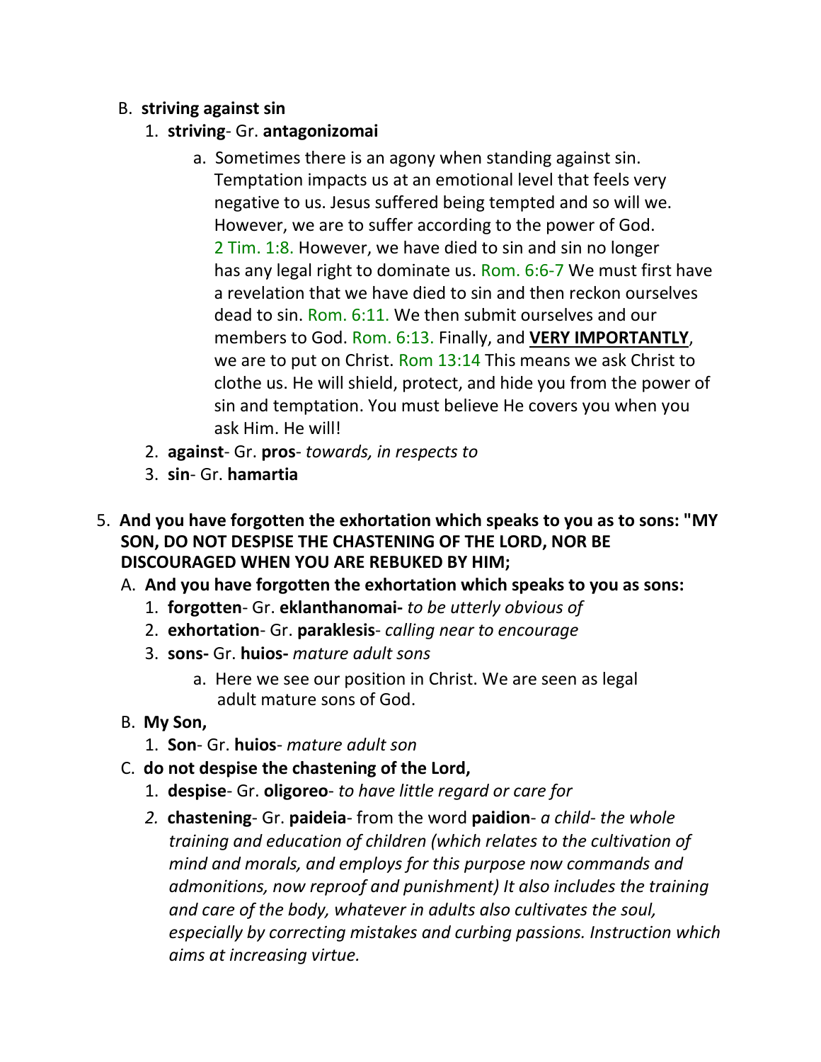B. **striving against sin**

1. **striving**- Gr. **antagonizomai**
   a. Sometimes there is an agony when standing against sin. Temptation impacts us at an emotional level that feels very negative to us. Jesus suffered being tempted and so will we. However, we are to suffer according to the power of God. 2 Tim. 1:8. However, we have died to sin and sin no longer has any legal right to dominate us. Rom. 6:6-7 We must first have a revelation that we have died to sin and then reckon ourselves dead to sin. Rom. 6:11. We then submit ourselves and our members to God. Rom. 6:13. Finally, and **<u>VERY IMPORTANTLY</u>**, we are to put on Christ. Rom 13:14 This means we ask Christ to clothe us. He will shield, protect, and hide you from the power of sin and temptation. You must believe He covers you when you ask Him. He will!
2. **against**- Gr. **pros**- *towards, in respects to*
3. **sin**- Gr. **hamartia**

5. **And you have forgotten the exhortation which speaks to you as to sons: "MY SON, DO NOT DESPISE THE CHASTENING OF THE LORD, NOR BE DISCOURAGED WHEN YOU ARE REBUKED BY HIM;**

A. **And you have forgotten the exhortation which speaks to you as sons:**

1. **forgotten**- Gr. **eklanthanomai-** *to be utterly obvious of*
2. **exhortation**- Gr. **paraklesis**- *calling near to encourage*
3. **sons-** Gr. **huios-** *mature adult sons*
   a. Here we see our position in Christ. We are seen as legal adult mature sons of God.

B. **My Son,**

1. **Son**- Gr. **huios**- *mature adult son*

C. **do not despise the chastening of the Lord,**

1. **despise**- Gr. **oligoreo**- *to have little regard or care for*
2. **chastening**- Gr. **paideia**- from the word **paidion**- *a child- the whole training and education of children (which relates to the cultivation of mind and morals, and employs for this purpose now commands and admonitions, now reproof and punishment) It also includes the training and care of the body, whatever in adults also cultivates the soul, especially by correcting mistakes and curbing passions. Instruction which aims at increasing virtue.*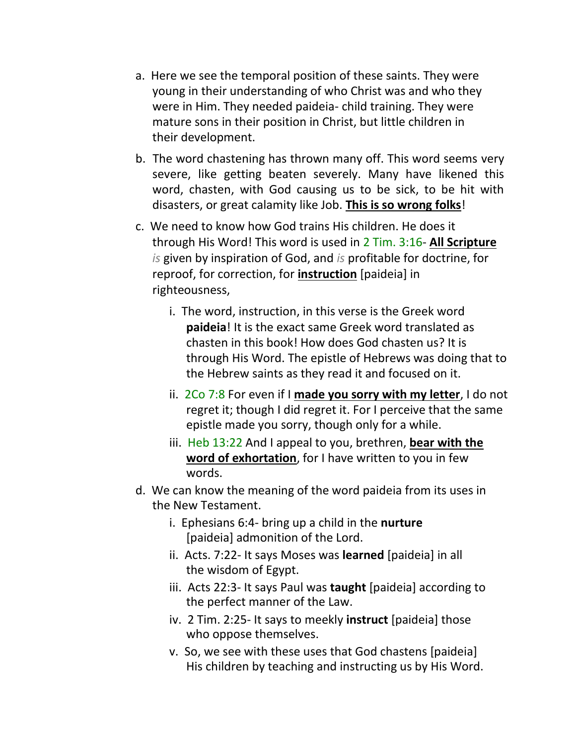a. Here we see the temporal position of these saints. They were young in their understanding of who Christ was and who they were in Him. They needed paideia- child training. They were mature sons in their position in Christ, but little children in their development.

b. The word chastening has thrown many off. This word seems very severe, like getting beaten severely. Many have likened this word, chasten, with God causing us to be sick, to be hit with disasters, or great calamity like Job. **This is so wrong folks**!

c. We need to know how God trains His children. He does it through His Word! This word is used in 2 Tim. 3:16- **All Scripture** *is* given by inspiration of God, and *is* profitable for doctrine, for reproof, for correction, for **instruction** [paideia] in righteousness,

   i. The word, instruction, in this verse is the Greek word **paideia**! It is the exact same Greek word translated as chasten in this book! How does God chasten us? It is through His Word. The epistle of Hebrews was doing that to the Hebrew saints as they read it and focused on it.

   ii. 2Co 7:8 For even if I **made you sorry with my letter**, I do not regret it; though I did regret it. For I perceive that the same epistle made you sorry, though only for a while.

   iii. Heb 13:22 And I appeal to you, brethren, **bear with the word of exhortation**, for I have written to you in few words.

d. We can know the meaning of the word paideia from its uses in the New Testament.

   i. Ephesians 6:4- bring up a child in the **nurture** [paideia] admonition of the Lord.

   ii. Acts. 7:22- It says Moses was **learned** [paideia] in all the wisdom of Egypt.

   iii. Acts 22:3- It says Paul was **taught** [paideia] according to the perfect manner of the Law.

   iv. 2 Tim. 2:25- It says to meekly **instruct** [paideia] those who oppose themselves.

   v. So, we see with these uses that God chastens [paideia] His children by teaching and instructing us by His Word.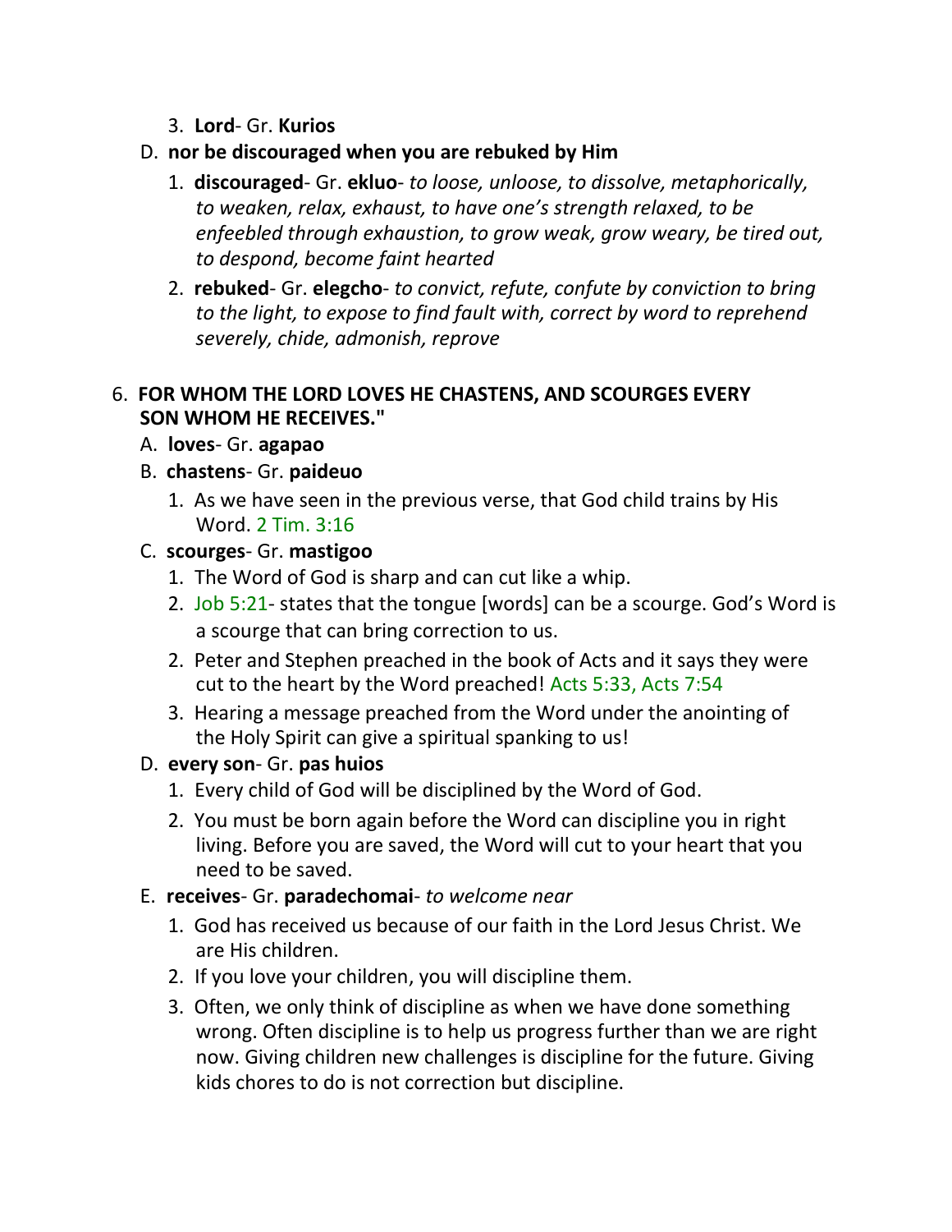3. **Lord**- Gr. **Kurios**

D. **nor be discouraged when you are rebuked by Him**

1. **discouraged**- Gr. **ekluo**- *to loose, unloose, to dissolve, metaphorically, to weaken, relax, exhaust, to have one's strength relaxed, to be enfeebled through exhaustion, to grow weak, grow weary, be tired out, to despond, become faint hearted*
2. **rebuked**- Gr. **elegcho**- *to convict, refute, confute by conviction to bring to the light, to expose to find fault with, correct by word to reprehend severely, chide, admonish, reprove*

6. **FOR WHOM THE LORD LOVES HE CHASTENS, AND SCOURGES EVERY SON WHOM HE RECEIVES."**

A. **loves**- Gr. **agapao**

B. **chastens**- Gr. **paideuo**

1. As we have seen in the previous verse, that God child trains by His Word. 2 Tim. 3:16

C. **scourges**- Gr. **mastigoo**

1. The Word of God is sharp and can cut like a whip.
2. Job 5:21- states that the tongue [words] can be a scourge. God's Word is a scourge that can bring correction to us.
2. Peter and Stephen preached in the book of Acts and it says they were cut to the heart by the Word preached! Acts 5:33, Acts 7:54
3. Hearing a message preached from the Word under the anointing of the Holy Spirit can give a spiritual spanking to us!

D. **every son**- Gr. **pas huios**

1. Every child of God will be disciplined by the Word of God.
2. You must be born again before the Word can discipline you in right living. Before you are saved, the Word will cut to your heart that you need to be saved.

E. **receives**- Gr. **paradechomai**- *to welcome near*

1. God has received us because of our faith in the Lord Jesus Christ. We are His children.
2. If you love your children, you will discipline them.
3. Often, we only think of discipline as when we have done something wrong. Often discipline is to help us progress further than we are right now. Giving children new challenges is discipline for the future. Giving kids chores to do is not correction but discipline.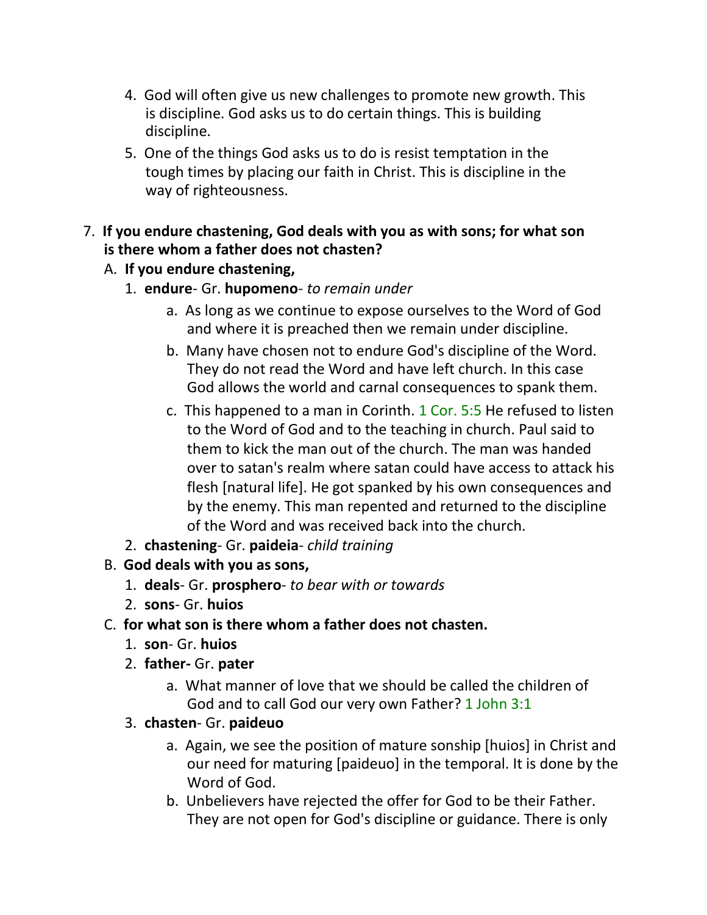4. God will often give us new challenges to promote new growth. This is discipline. God asks us to do certain things. This is building discipline.
5. One of the things God asks us to do is resist temptation in the tough times by placing our faith in Christ. This is discipline in the way of righteousness.

7. **If you endure chastening, God deals with you as with sons; for what son is there whom a father does not chasten?**
   A. **If you endure chastening,**
      1. **endure**- Gr. **hupomeno**- *to remain under*
         a. As long as we continue to expose ourselves to the Word of God and where it is preached then we remain under discipline.
         b. Many have chosen not to endure God's discipline of the Word. They do not read the Word and have left church. In this case God allows the world and carnal consequences to spank them.
         c. This happened to a man in Corinth. 1 Cor. 5:5 He refused to listen to the Word of God and to the teaching in church. Paul said to them to kick the man out of the church. The man was handed over to satan's realm where satan could have access to attack his flesh [natural life]. He got spanked by his own consequences and by the enemy. This man repented and returned to the discipline of the Word and was received back into the church.
      2. **chastening**- Gr. **paideia**- *child training*
   B. **God deals with you as sons,**
      1. **deals**- Gr. **prosphero**- *to bear with or towards*
      2. **sons**- Gr. **huios**
   C. **for what son is there whom a father does not chasten.**
      1. **son**- Gr. **huios**
      2. **father-** Gr. **pater**
         a. What manner of love that we should be called the children of God and to call God our very own Father? 1 John 3:1
      3. **chasten**- Gr. **paideuo**
         a. Again, we see the position of mature sonship [huios] in Christ and our need for maturing [paideuo] in the temporal. It is done by the Word of God.
         b. Unbelievers have rejected the offer for God to be their Father. They are not open for God's discipline or guidance. There is only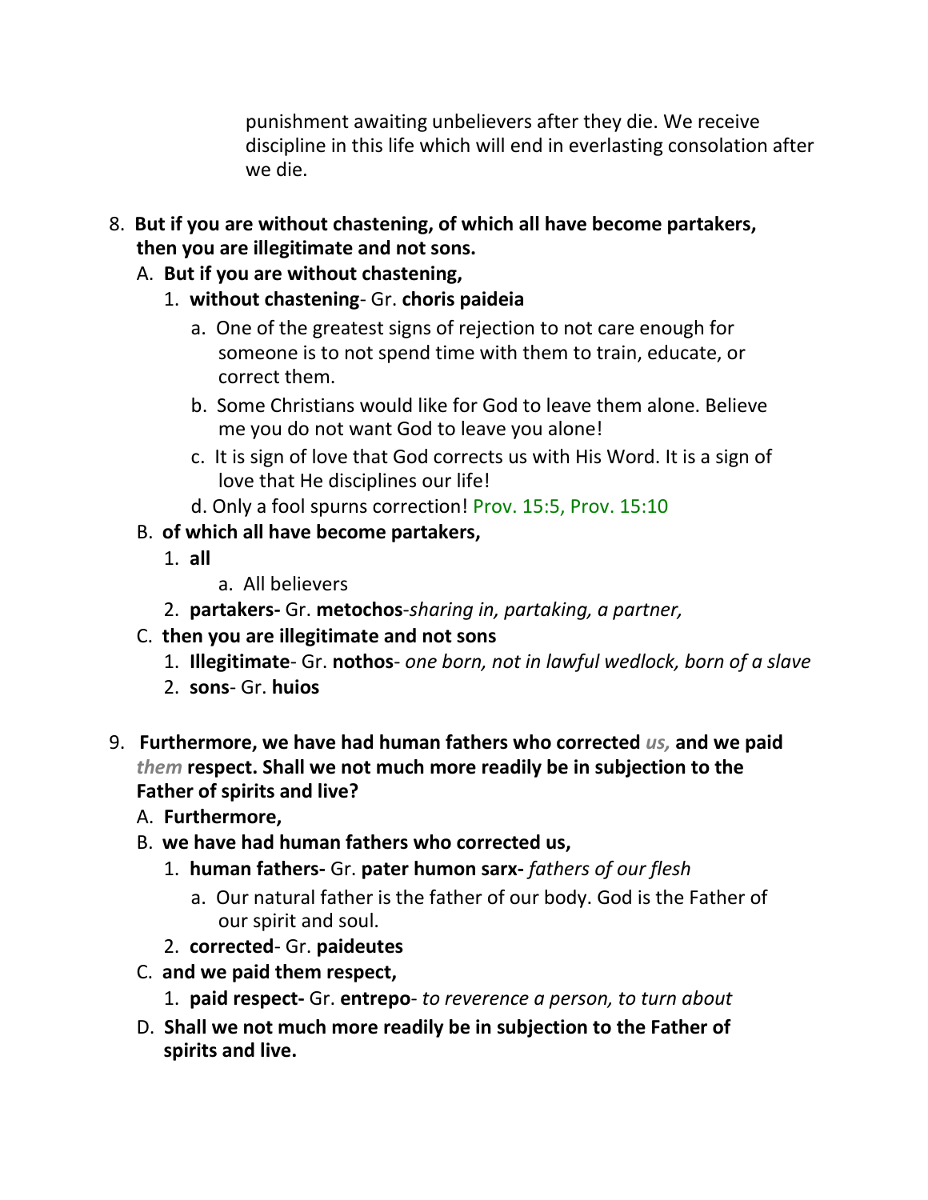punishment awaiting unbelievers after they die. We receive discipline in this life which will end in everlasting consolation after we die.

8. **But if you are without chastening, of which all have become partakers, then you are illegitimate and not sons.**
   A. **But if you are without chastening,**
      1. **without chastening**- Gr. **choris paideia**
         a. One of the greatest signs of rejection to not care enough for someone is to not spend time with them to train, educate, or correct them.
         b. Some Christians would like for God to leave them alone. Believe me you do not want God to leave you alone!
         c. It is sign of love that God corrects us with His Word. It is a sign of love that He disciplines our life!
         d. Only a fool spurns correction! Prov. 15:5, Prov. 15:10
   B. **of which all have become partakers,**
      1. **all**
         a. All believers
      2. **partakers-** Gr. **metochos**-*sharing in, partaking, a partner,*
   C. **then you are illegitimate and not sons**
      1. **Illegitimate**- Gr. **nothos**- *one born, not in lawful wedlock, born of a slave*
      2. **sons**- Gr. **huios**

9. **Furthermore, we have had human fathers who corrected** ***us,*** **and we paid** ***them*** **respect. Shall we not much more readily be in subjection to the Father of spirits and live?**
   A. **Furthermore,**
   B. **we have had human fathers who corrected us,**
      1. **human fathers-** Gr. **pater humon sarx-** *fathers of our flesh*
         a. Our natural father is the father of our body. God is the Father of our spirit and soul.
      2. **corrected**- Gr. **paideutes**
   C. **and we paid them respect,**
      1. **paid respect-** Gr. **entrepo**- *to reverence a person, to turn about*
   D. **Shall we not much more readily be in subjection to the Father of spirits and live.**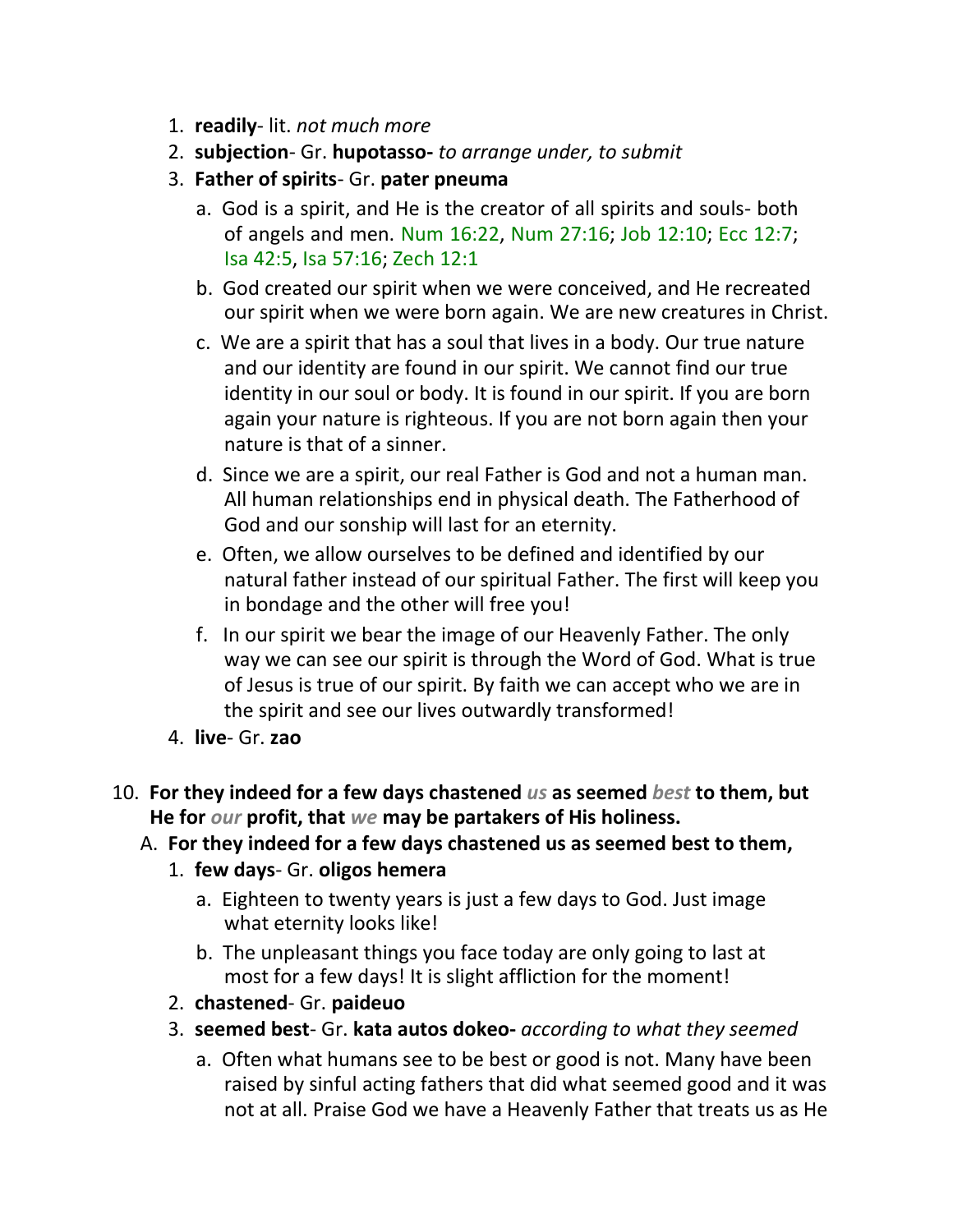1. **readily**- lit. *not much more*
2. **subjection**- Gr. **hupotasso-** *to arrange under, to submit*
3. **Father of spirits**- Gr. **pater pneuma**
   a. God is a spirit, and He is the creator of all spirits and souls- both of angels and men. Num 16:22, Num 27:16; Job 12:10; Ecc 12:7; Isa 42:5, Isa 57:16; Zech 12:1
   b. God created our spirit when we were conceived, and He recreated our spirit when we were born again. We are new creatures in Christ.
   c. We are a spirit that has a soul that lives in a body. Our true nature and our identity are found in our spirit. We cannot find our true identity in our soul or body. It is found in our spirit. If you are born again your nature is righteous. If you are not born again then your nature is that of a sinner.
   d. Since we are a spirit, our real Father is God and not a human man. All human relationships end in physical death. The Fatherhood of God and our sonship will last for an eternity.
   e. Often, we allow ourselves to be defined and identified by our natural father instead of our spiritual Father. The first will keep you in bondage and the other will free you!
   f. In our spirit we bear the image of our Heavenly Father. The only way we can see our spirit is through the Word of God. What is true of Jesus is true of our spirit. By faith we can accept who we are in the spirit and see our lives outwardly transformed!
4. **live**- Gr. **zao**

10. **For they indeed for a few days chastened *us* as seemed *best* to them, but He for *our* profit, that *we* may be partakers of His holiness.**
   A. **For they indeed for a few days chastened us as seemed best to them,**
      1. **few days**- Gr. **oligos hemera**
         a. Eighteen to twenty years is just a few days to God. Just image what eternity looks like!
         b. The unpleasant things you face today are only going to last at most for a few days! It is slight affliction for the moment!
      2. **chastened**- Gr. **paideuo**
      3. **seemed best**- Gr. **kata autos dokeo-** *according to what they seemed*
         a. Often what humans see to be best or good is not. Many have been raised by sinful acting fathers that did what seemed good and it was not at all. Praise God we have a Heavenly Father that treats us as He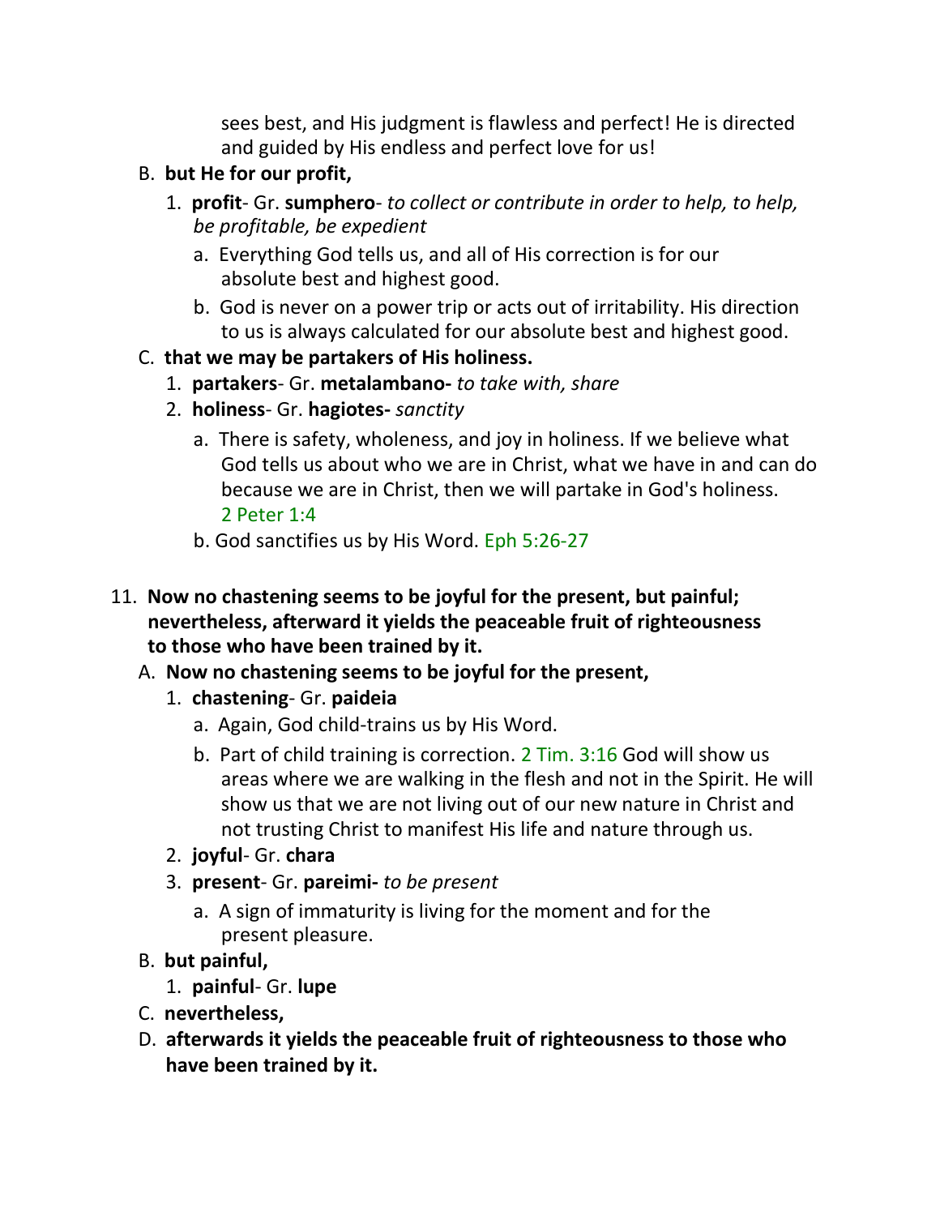sees best, and His judgment is flawless and perfect! He is directed and guided by His endless and perfect love for us!

B. **but He for our profit,**

   1. **profit**- Gr. **sumphero**- *to collect or contribute in order to help, to help, be profitable, be expedient*

      a. Everything God tells us, and all of His correction is for our absolute best and highest good.

      b. God is never on a power trip or acts out of irritability. His direction to us is always calculated for our absolute best and highest good.

C. **that we may be partakers of His holiness.**

   1. **partakers**- Gr. **metalambano-** *to take with, share*

   2. **holiness**- Gr. **hagiotes-** *sanctity*

      a. There is safety, wholeness, and joy in holiness. If we believe what God tells us about who we are in Christ, what we have in and can do because we are in Christ, then we will partake in God's holiness. 2 Peter 1:4

      b. God sanctifies us by His Word. Eph 5:26-27

11. **Now no chastening seems to be joyful for the present, but painful; nevertheless, afterward it yields the peaceable fruit of righteousness to those who have been trained by it.**

   A. **Now no chastening seems to be joyful for the present,**

      1. **chastening**- Gr. **paideia**

         a. Again, God child-trains us by His Word.

         b. Part of child training is correction. 2 Tim. 3:16 God will show us areas where we are walking in the flesh and not in the Spirit. He will show us that we are not living out of our new nature in Christ and not trusting Christ to manifest His life and nature through us.

      2. **joyful**- Gr. **chara**

      3. **present**- Gr. **pareimi-** *to be present*

         a. A sign of immaturity is living for the moment and for the present pleasure.

   B. **but painful,**

      1. **painful**- Gr. **lupe**

   C. **nevertheless,**

   D. **afterwards it yields the peaceable fruit of righteousness to those who have been trained by it.**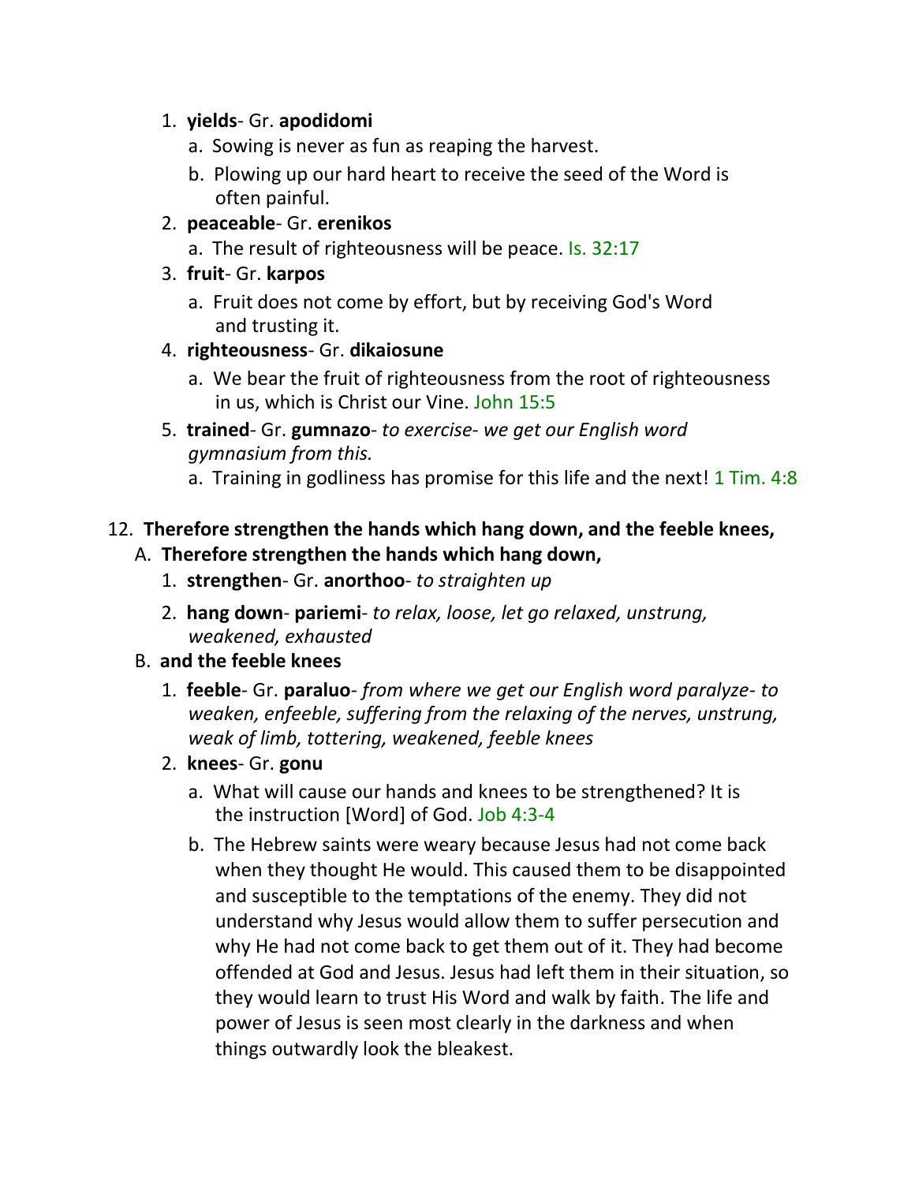1. **yields**- Gr. **apodidomi**
    a. Sowing is never as fun as reaping the harvest.
    b. Plowing up our hard heart to receive the seed of the Word is often painful.
2. **peaceable**- Gr. **erenikos**
    a. The result of righteousness will be peace. Is. 32:17
3. **fruit**- Gr. **karpos**
    a. Fruit does not come by effort, but by receiving God's Word and trusting it.
4. **righteousness**- Gr. **dikaiosune**
    a. We bear the fruit of righteousness from the root of righteousness in us, which is Christ our Vine. John 15:5
5. **trained**- Gr. **gumnazo**- *to exercise- we get our English word gymnasium from this.*
    a. Training in godliness has promise for this life and the next! 1 Tim. 4:8

12. **Therefore strengthen the hands which hang down, and the feeble knees,**

A. **Therefore strengthen the hands which hang down,**

1. **strengthen**- Gr. **anorthoo**- *to straighten up*
2. **hang down**- **pariemi**- *to relax, loose, let go relaxed, unstrung, weakened, exhausted*

B. **and the feeble knees**

1. **feeble**- Gr. **paraluo**- *from where we get our English word paralyze- to weaken, enfeeble, suffering from the relaxing of the nerves, unstrung, weak of limb, tottering, weakened, feeble knees*
2. **knees**- Gr. **gonu**
    a. What will cause our hands and knees to be strengthened? It is the instruction [Word] of God. Job 4:3-4
    b. The Hebrew saints were weary because Jesus had not come back when they thought He would. This caused them to be disappointed and susceptible to the temptations of the enemy. They did not understand why Jesus would allow them to suffer persecution and why He had not come back to get them out of it. They had become offended at God and Jesus. Jesus had left them in their situation, so they would learn to trust His Word and walk by faith. The life and power of Jesus is seen most clearly in the darkness and when things outwardly look the bleakest.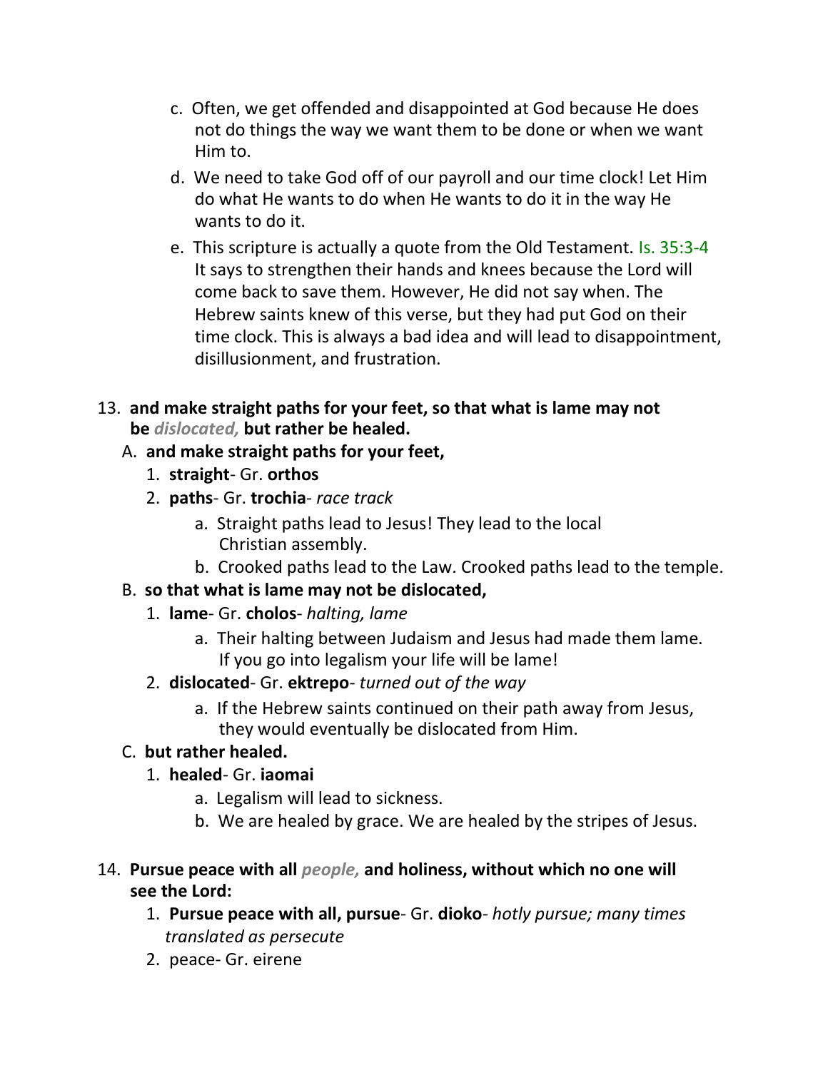c. Often, we get offended and disappointed at God because He does not do things the way we want them to be done or when we want Him to.

d. We need to take God off of our payroll and our time clock! Let Him do what He wants to do when He wants to do it in the way He wants to do it.

e. This scripture is actually a quote from the Old Testament. Is. 35:3-4 It says to strengthen their hands and knees because the Lord will come back to save them. However, He did not say when. The Hebrew saints knew of this verse, but they had put God on their time clock. This is always a bad idea and will lead to disappointment, disillusionment, and frustration.

13. **and make straight paths for your feet, so that what is lame may not be *dislocated,* but rather be healed.**

   A. **and make straight paths for your feet,**

      1. **straight**- Gr. **orthos**

      2. **paths**- Gr. **trochia**- *race track*

         a. Straight paths lead to Jesus! They lead to the local Christian assembly.

         b. Crooked paths lead to the Law. Crooked paths lead to the temple.

   B. **so that what is lame may not be dislocated,**

      1. **lame**- Gr. **cholos**- *halting, lame*

         a. Their halting between Judaism and Jesus had made them lame. If you go into legalism your life will be lame!

      2. **dislocated**- Gr. **ektrepo**- *turned out of the way*

         a. If the Hebrew saints continued on their path away from Jesus, they would eventually be dislocated from Him.

   C. **but rather healed.**

      1. **healed**- Gr. **iaomai**

         a. Legalism will lead to sickness.

         b. We are healed by grace. We are healed by the stripes of Jesus.

14. **Pursue peace with all *people,* and holiness, without which no one will see the Lord:**

   1. **Pursue peace with all, pursue**- Gr. **dioko**- *hotly pursue; many times translated as persecute*

   2. peace- Gr. eirene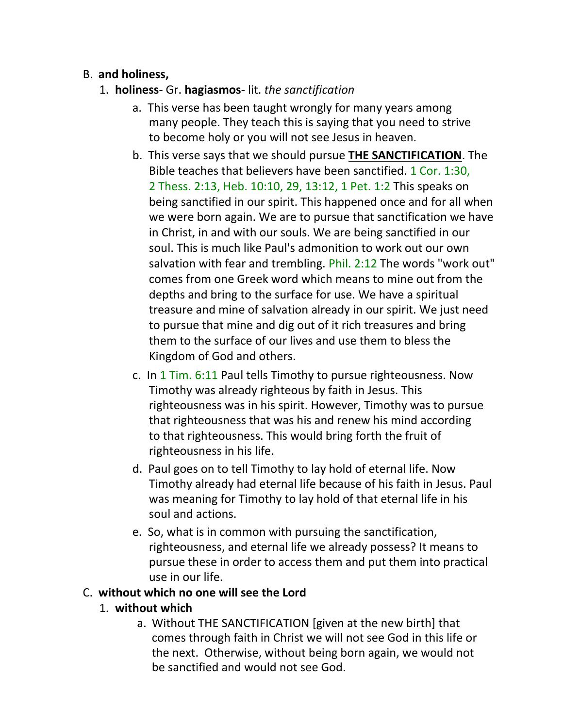B. **and holiness,**

1. **holiness**- Gr. **hagiasmos**- lit. *the sanctification*

    a. This verse has been taught wrongly for many years among many people. They teach this is saying that you need to strive to become holy or you will not see Jesus in heaven.

    b. This verse says that we should pursue **THE SANCTIFICATION**. The Bible teaches that believers have been sanctified. 1 Cor. 1:30, 2 Thess. 2:13, Heb. 10:10, 29, 13:12, 1 Pet. 1:2 This speaks on being sanctified in our spirit. This happened once and for all when we were born again. We are to pursue that sanctification we have in Christ, in and with our souls. We are being sanctified in our soul. This is much like Paul's admonition to work out our own salvation with fear and trembling. Phil. 2:12 The words "work out" comes from one Greek word which means to mine out from the depths and bring to the surface for use. We have a spiritual treasure and mine of salvation already in our spirit. We just need to pursue that mine and dig out of it rich treasures and bring them to the surface of our lives and use them to bless the Kingdom of God and others.

    c. In 1 Tim. 6:11 Paul tells Timothy to pursue righteousness. Now Timothy was already righteous by faith in Jesus. This righteousness was in his spirit. However, Timothy was to pursue that righteousness that was his and renew his mind according to that righteousness. This would bring forth the fruit of righteousness in his life.

    d. Paul goes on to tell Timothy to lay hold of eternal life. Now Timothy already had eternal life because of his faith in Jesus. Paul was meaning for Timothy to lay hold of that eternal life in his soul and actions.

    e. So, what is in common with pursuing the sanctification, righteousness, and eternal life we already possess? It means to pursue these in order to access them and put them into practical use in our life.

C. **without which no one will see the Lord**

1. **without which**

    a. Without THE SANCTIFICATION [given at the new birth] that comes through faith in Christ we will not see God in this life or the next. Otherwise, without being born again, we would not be sanctified and would not see God.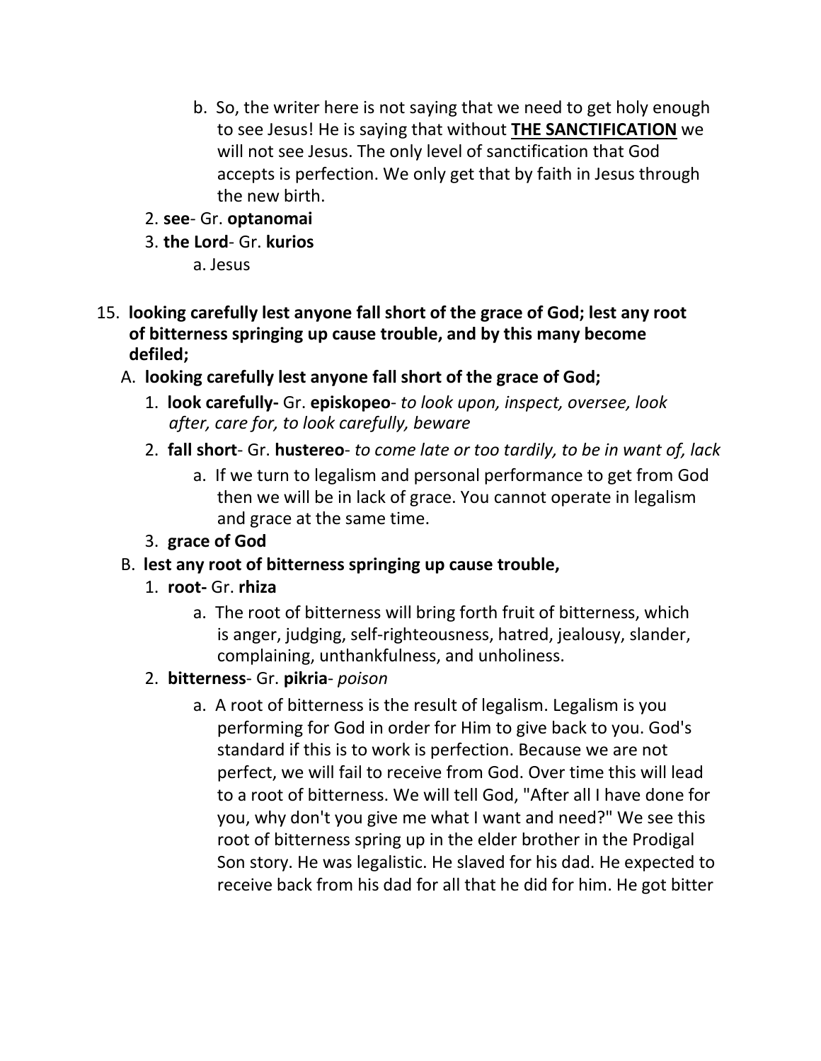b. So, the writer here is not saying that we need to get holy enough to see Jesus! He is saying that without **<u>THE SANCTIFICATION</u>** we will not see Jesus. The only level of sanctification that God accepts is perfection. We only get that by faith in Jesus through the new birth.

2. **see**- Gr. **optanomai**
3. **the Lord**- Gr. **kurios**
    a. Jesus

15. **looking carefully lest anyone fall short of the grace of God; lest any root of bitterness springing up cause trouble, and by this many become defiled;**

A. **looking carefully lest anyone fall short of the grace of God;**

1. **look carefully-** Gr. **episkopeo**- *to look upon, inspect, oversee, look after, care for, to look carefully, beware*
2. **fall short**- Gr. **hustereo**- *to come late or too tardily, to be in want of, lack*
    a. If we turn to legalism and personal performance to get from God then we will be in lack of grace. You cannot operate in legalism and grace at the same time.
3. **grace of God**

B. **lest any root of bitterness springing up cause trouble,**

1. **root-** Gr. **rhiza**
    a. The root of bitterness will bring forth fruit of bitterness, which is anger, judging, self-righteousness, hatred, jealousy, slander, complaining, unthankfulness, and unholiness.
2. **bitterness**- Gr. **pikria**- *poison*
    a. A root of bitterness is the result of legalism. Legalism is you performing for God in order for Him to give back to you. God's standard if this is to work is perfection. Because we are not perfect, we will fail to receive from God. Over time this will lead to a root of bitterness. We will tell God, "After all I have done for you, why don't you give me what I want and need?" We see this root of bitterness spring up in the elder brother in the Prodigal Son story. He was legalistic. He slaved for his dad. He expected to receive back from his dad for all that he did for him. He got bitter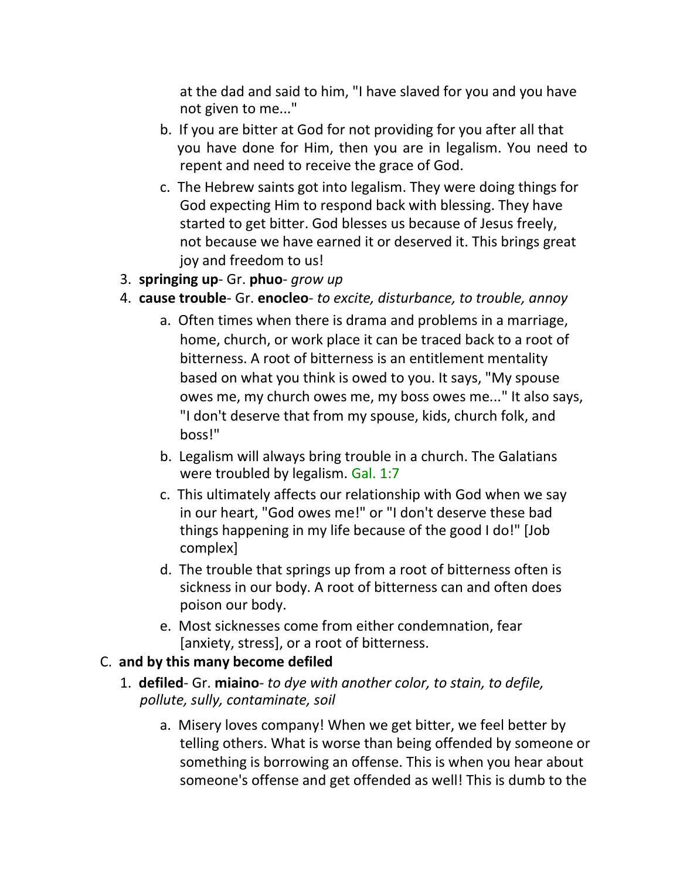at the dad and said to him, "I have slaved for you and you have not given to me..."

   b. If you are bitter at God for not providing for you after all that you have done for Him, then you are in legalism. You need to repent and need to receive the grace of God.
   c. The Hebrew saints got into legalism. They were doing things for God expecting Him to respond back with blessing. They have started to get bitter. God blesses us because of Jesus freely, not because we have earned it or deserved it. This brings great joy and freedom to us!

3. **springing up**- Gr. **phuo**- *grow up*
4. **cause trouble**- Gr. **enocleo**- *to excite, disturbance, to trouble, annoy*
   a. Often times when there is drama and problems in a marriage, home, church, or work place it can be traced back to a root of bitterness. A root of bitterness is an entitlement mentality based on what you think is owed to you. It says, "My spouse owes me, my church owes me, my boss owes me..." It also says, "I don't deserve that from my spouse, kids, church folk, and boss!"
   b. Legalism will always bring trouble in a church. The Galatians were troubled by legalism. Gal. 1:7
   c. This ultimately affects our relationship with God when we say in our heart, "God owes me!" or "I don't deserve these bad things happening in my life because of the good I do!" [Job complex]
   d. The trouble that springs up from a root of bitterness often is sickness in our body. A root of bitterness can and often does poison our body.
   e. Most sicknesses come from either condemnation, fear [anxiety, stress], or a root of bitterness.

C. **and by this many become defiled**

1. **defiled**- Gr. **miaino**- *to dye with another color, to stain, to defile, pollute, sully, contaminate, soil*
   a. Misery loves company! When we get bitter, we feel better by telling others. What is worse than being offended by someone or something is borrowing an offense. This is when you hear about someone's offense and get offended as well! This is dumb to the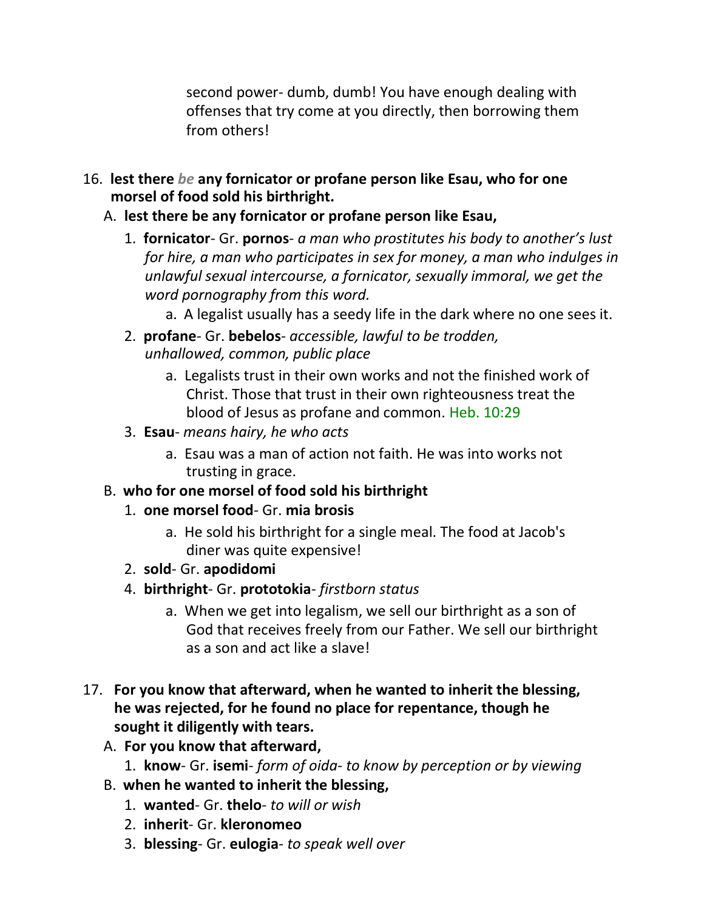second power- dumb, dumb! You have enough dealing with offenses that try come at you directly, then borrowing them from others!

16. **lest there *be* any fornicator or profane person like Esau, who for one morsel of food sold his birthright.**
   A. **lest there be any fornicator or profane person like Esau,**
      1. **fornicator**- Gr. **pornos**- *a man who prostitutes his body to another's lust for hire, a man who participates in sex for money, a man who indulges in unlawful sexual intercourse, a fornicator, sexually immoral, we get the word pornography from this word.*
         a. A legalist usually has a seedy life in the dark where no one sees it.
      2. **profane**- Gr. **bebelos**- *accessible, lawful to be trodden, unhallowed, common, public place*
         a. Legalists trust in their own works and not the finished work of Christ. Those that trust in their own righteousness treat the blood of Jesus as profane and common. Heb. 10:29
      3. **Esau**- *means hairy, he who acts*
         a. Esau was a man of action not faith. He was into works not trusting in grace.
   B. **who for one morsel of food sold his birthright**
      1. **one morsel food**- Gr. **mia brosis**
         a. He sold his birthright for a single meal. The food at Jacob's diner was quite expensive!
      2. **sold**- Gr. **apodidomi**
      4. **birthright**- Gr. **prototokia**- *firstborn status*
         a. When we get into legalism, we sell our birthright as a son of God that receives freely from our Father. We sell our birthright as a son and act like a slave!

17. **For you know that afterward, when he wanted to inherit the blessing, he was rejected, for he found no place for repentance, though he sought it diligently with tears.**
   A. **For you know that afterward,**
      1. **know**- Gr. **isemi**- *form of oida- to know by perception or by viewing*
   B. **when he wanted to inherit the blessing,**
      1. **wanted**- Gr. **thelo**- *to will or wish*
      2. **inherit**- Gr. **kleronomeo**
      3. **blessing**- Gr. **eulogia**- *to speak well over*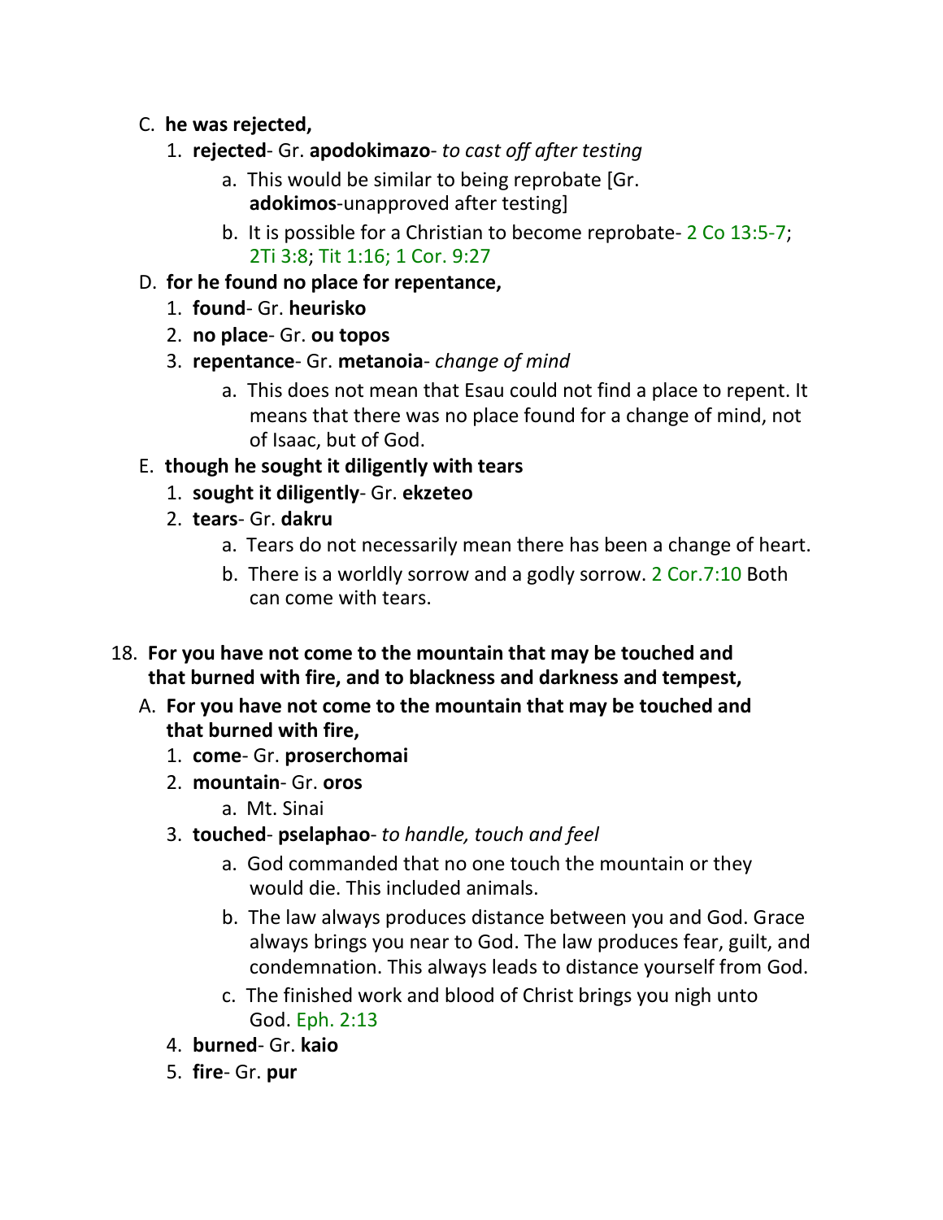C. **he was rejected,**

   1. **rejected**- Gr. **apodokimazo**- *to cast off after testing*
      a. This would be similar to being reprobate [Gr. **adokimos**-unapproved after testing]
      b. It is possible for a Christian to become reprobate- 2 Co 13:5-7; 2Ti 3:8; Tit 1:16; 1 Cor. 9:27

D. **for he found no place for repentance,**

   1. **found**- Gr. **heurisko**
   2. **no place**- Gr. **ou topos**
   3. **repentance**- Gr. **metanoia**- *change of mind*
      a. This does not mean that Esau could not find a place to repent. It means that there was no place found for a change of mind, not of Isaac, but of God.

E. **though he sought it diligently with tears**

   1. **sought it diligently**- Gr. **ekzeteo**
   2. **tears**- Gr. **dakru**
      a. Tears do not necessarily mean there has been a change of heart.
      b. There is a worldly sorrow and a godly sorrow. 2 Cor.7:10 Both can come with tears.

18. **For you have not come to the mountain that may be touched and that burned with fire, and to blackness and darkness and tempest,**

A. **For you have not come to the mountain that may be touched and that burned with fire,**

   1. **come**- Gr. **proserchomai**
   2. **mountain**- Gr. **oros**
      a. Mt. Sinai
   3. **touched**- **pselaphao**- *to handle, touch and feel*
      a. God commanded that no one touch the mountain or they would die. This included animals.
      b. The law always produces distance between you and God. Grace always brings you near to God. The law produces fear, guilt, and condemnation. This always leads to distance yourself from God.
      c. The finished work and blood of Christ brings you nigh unto God. Eph. 2:13
   4. **burned**- Gr. **kaio**
   5. **fire**- Gr. **pur**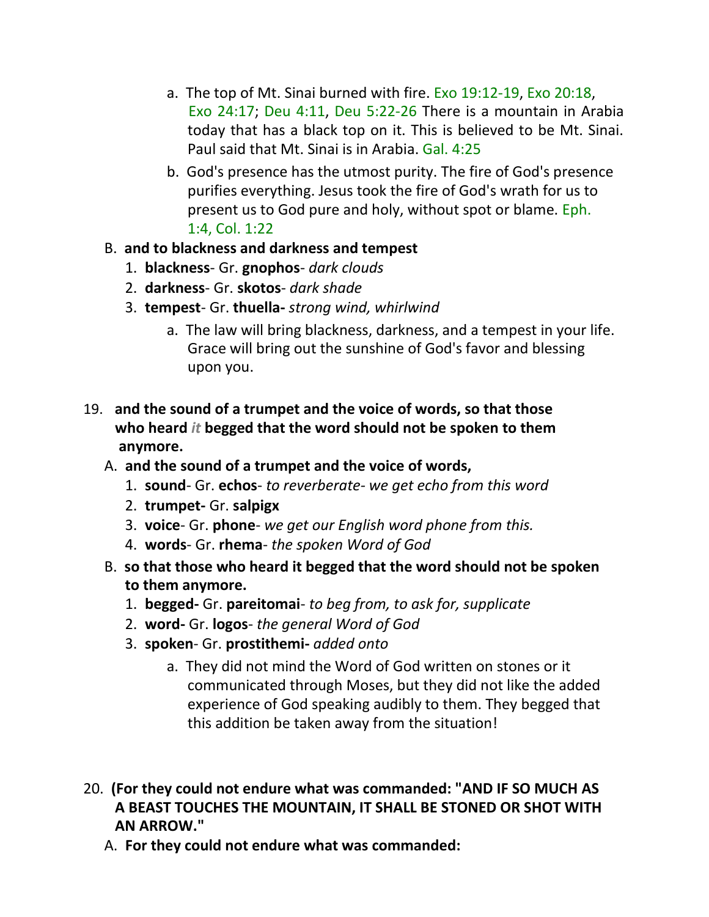a. The top of Mt. Sinai burned with fire. Exo 19:12-19, Exo 20:18, Exo 24:17; Deu 4:11, Deu 5:22-26 There is a mountain in Arabia today that has a black top on it. This is believed to be Mt. Sinai. Paul said that Mt. Sinai is in Arabia. Gal. 4:25

b. God's presence has the utmost purity. The fire of God's presence purifies everything. Jesus took the fire of God's wrath for us to present us to God pure and holy, without spot or blame. Eph. 1:4, Col. 1:22

B. **and to blackness and darkness and tempest**

1. **blackness**- Gr. **gnophos**- *dark clouds*
2. **darkness**- Gr. **skotos**- *dark shade*
3. **tempest**- Gr. **thuella-** *strong wind, whirlwind*

a. The law will bring blackness, darkness, and a tempest in your life. Grace will bring out the sunshine of God's favor and blessing upon you.

19. **and the sound of a trumpet and the voice of words, so that those who heard *it* begged that the word should not be spoken to them anymore.**

A. **and the sound of a trumpet and the voice of words,**

1. **sound**- Gr. **echos**- *to reverberate- we get echo from this word*
2. **trumpet-** Gr. **salpigx**
3. **voice**- Gr. **phone**- *we get our English word phone from this.*
4. **words**- Gr. **rhema**- *the spoken Word of God*

B. **so that those who heard it begged that the word should not be spoken to them anymore.**

1. **begged-** Gr. **pareitomai**- *to beg from, to ask for, supplicate*
2. **word-** Gr. **logos**- *the general Word of God*
3. **spoken**- Gr. **prostithemi-** *added onto*

a. They did not mind the Word of God written on stones or it communicated through Moses, but they did not like the added experience of God speaking audibly to them. They begged that this addition be taken away from the situation!

20. **(For they could not endure what was commanded: "AND IF SO MUCH AS A BEAST TOUCHES THE MOUNTAIN, IT SHALL BE STONED OR SHOT WITH AN ARROW."**

A. **For they could not endure what was commanded:**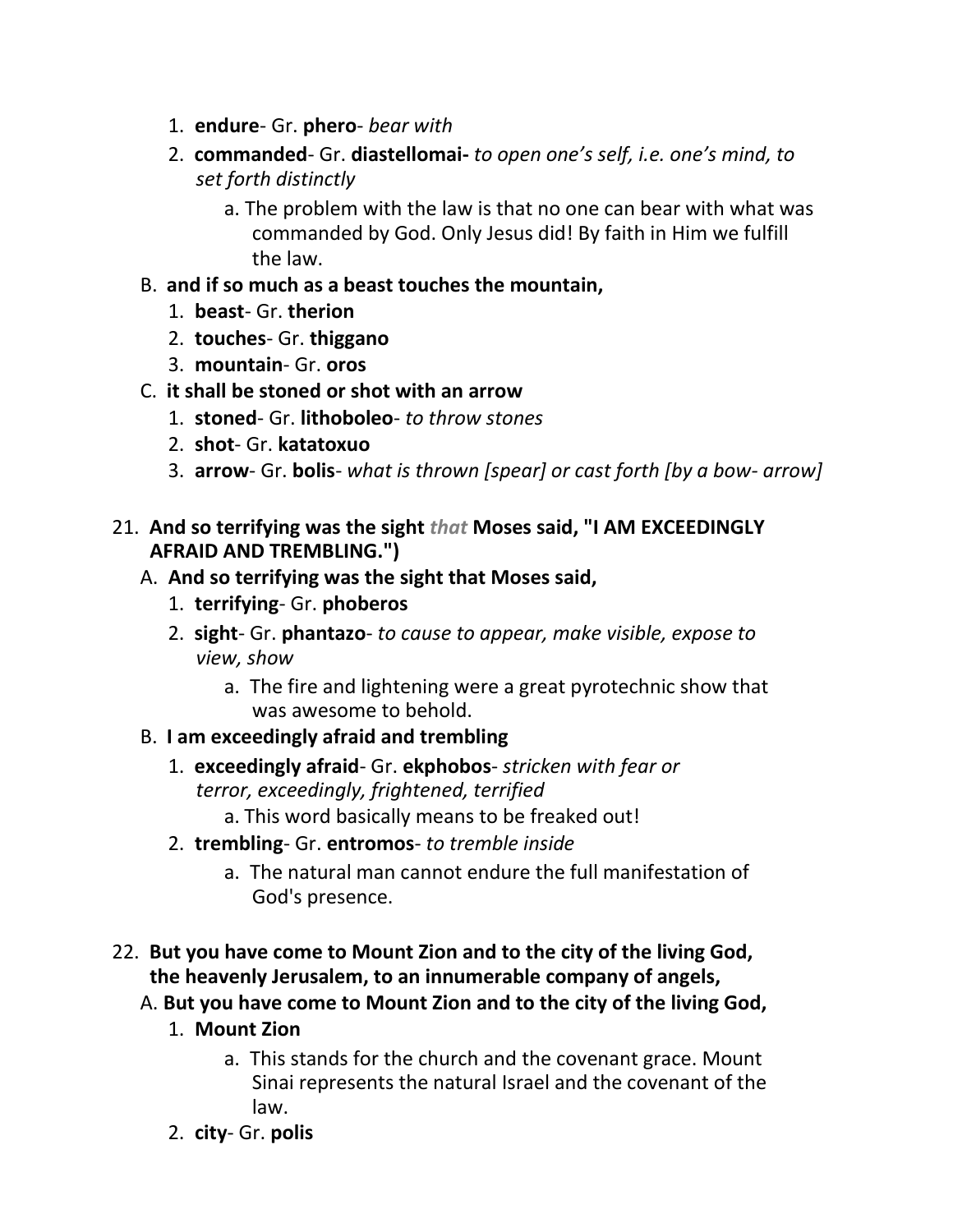1. **endure**- Gr. **phero**- *bear with*
2. **commanded**- Gr. **diastellomai-** *to open one's self, i.e. one's mind, to set forth distinctly*
    a. The problem with the law is that no one can bear with what was commanded by God. Only Jesus did! By faith in Him we fulfill the law.

B. **and if so much as a beast touches the mountain,**

1. **beast**- Gr. **therion**
2. **touches**- Gr. **thiggano**
3. **mountain**- Gr. **oros**

C. **it shall be stoned or shot with an arrow**

1. **stoned**- Gr. **lithoboleo**- *to throw stones*
2. **shot**- Gr. **katatoxuo**
3. **arrow**- Gr. **bolis**- *what is thrown [spear] or cast forth [by a bow- arrow]*

21. **And so terrifying was the sight** ***that*** **Moses said, "I AM EXCEEDINGLY AFRAID AND TREMBLING.")**

A. **And so terrifying was the sight that Moses said,**

1. **terrifying**- Gr. **phoberos**
2. **sight**- Gr. **phantazo**- *to cause to appear, make visible, expose to view, show*
    a. The fire and lightening were a great pyrotechnic show that was awesome to behold.

B. **I am exceedingly afraid and trembling**

1. **exceedingly afraid**- Gr. **ekphobos**- *stricken with fear or terror, exceedingly, frightened, terrified*
    a. This word basically means to be freaked out!
2. **trembling**- Gr. **entromos**- *to tremble inside*
    a. The natural man cannot endure the full manifestation of God's presence.

22. **But you have come to Mount Zion and to the city of the living God, the heavenly Jerusalem, to an innumerable company of angels,**

A. **But you have come to Mount Zion and to the city of the living God,**

1. **Mount Zion**
    a. This stands for the church and the covenant grace. Mount Sinai represents the natural Israel and the covenant of the law.
2. **city**- Gr. **polis**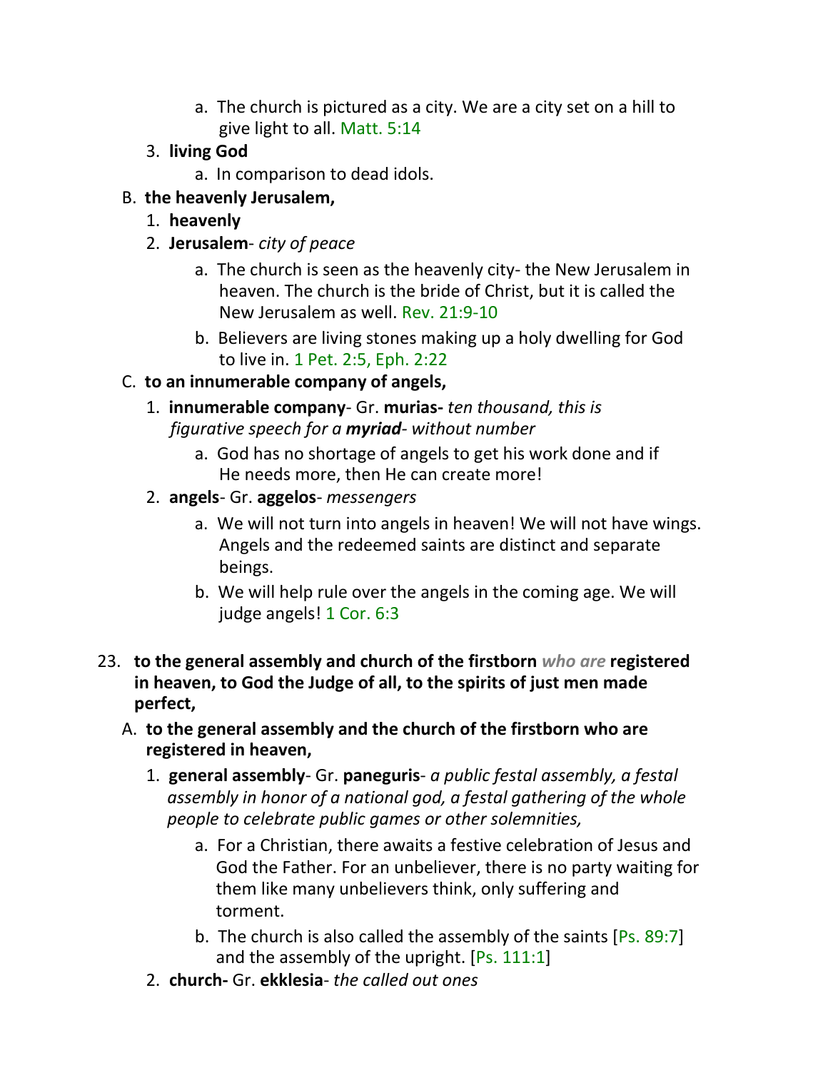a. The church is pictured as a city. We are a city set on a hill to give light to all. Matt. 5:14

3. **living God**
   a. In comparison to dead idols.

B. **the heavenly Jerusalem,**

1. **heavenly**
2. **Jerusalem**- *city of peace*
   a. The church is seen as the heavenly city- the New Jerusalem in heaven. The church is the bride of Christ, but it is called the New Jerusalem as well. Rev. 21:9-10
   b. Believers are living stones making up a holy dwelling for God to live in. 1 Pet. 2:5, Eph. 2:22

C. **to an innumerable company of angels,**

1. **innumerable company**- Gr. **murias-** *ten thousand, this is figurative speech for a **myriad**- without number*
   a. God has no shortage of angels to get his work done and if He needs more, then He can create more!
2. **angels**- Gr. **aggelos**- *messengers*
   a. We will not turn into angels in heaven! We will not have wings. Angels and the redeemed saints are distinct and separate beings.
   b. We will help rule over the angels in the coming age. We will judge angels! 1 Cor. 6:3

23. **to the general assembly and church of the firstborn** ***who are*** **registered in heaven, to God the Judge of all, to the spirits of just men made perfect,**

A. **to the general assembly and the church of the firstborn who are registered in heaven,**

1. **general assembly**- Gr. **paneguris**- *a public festal assembly, a festal assembly in honor of a national god, a festal gathering of the whole people to celebrate public games or other solemnities,*
   a. For a Christian, there awaits a festive celebration of Jesus and God the Father. For an unbeliever, there is no party waiting for them like many unbelievers think, only suffering and torment.
   b. The church is also called the assembly of the saints [Ps. 89:7] and the assembly of the upright. [Ps. 111:1]
2. **church-** Gr. **ekklesia**- *the called out ones*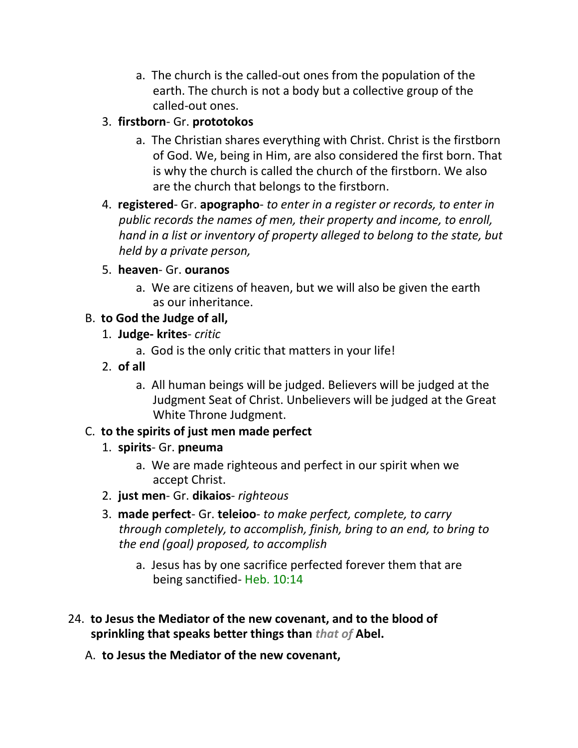a. The church is the called-out ones from the population of the earth. The church is not a body but a collective group of the called-out ones.

3. **firstborn**- Gr. **prototokos**
   a. The Christian shares everything with Christ. Christ is the firstborn of God. We, being in Him, are also considered the first born. That is why the church is called the church of the firstborn. We also are the church that belongs to the firstborn.
4. **registered**- Gr. **apographo**- *to enter in a register or records, to enter in public records the names of men, their property and income, to enroll, hand in a list or inventory of property alleged to belong to the state, but held by a private person,*
5. **heaven**- Gr. **ouranos**
   a. We are citizens of heaven, but we will also be given the earth as our inheritance.

B. **to God the Judge of all,**

1. **Judge- krites**- *critic*
   a. God is the only critic that matters in your life!
2. **of all**
   a. All human beings will be judged. Believers will be judged at the Judgment Seat of Christ. Unbelievers will be judged at the Great White Throne Judgment.

C. **to the spirits of just men made perfect**

1. **spirits**- Gr. **pneuma**
   a. We are made righteous and perfect in our spirit when we accept Christ.
2. **just men**- Gr. **dikaios**- *righteous*
3. **made perfect**- Gr. **teleioo**- *to make perfect, complete, to carry through completely, to accomplish, finish, bring to an end, to bring to the end (goal) proposed, to accomplish*
   a. Jesus has by one sacrifice perfected forever them that are being sanctified- Heb. 10:14

24. **to Jesus the Mediator of the new covenant, and to the blood of sprinkling that speaks better things than *that of* Abel.**

A. **to Jesus the Mediator of the new covenant,**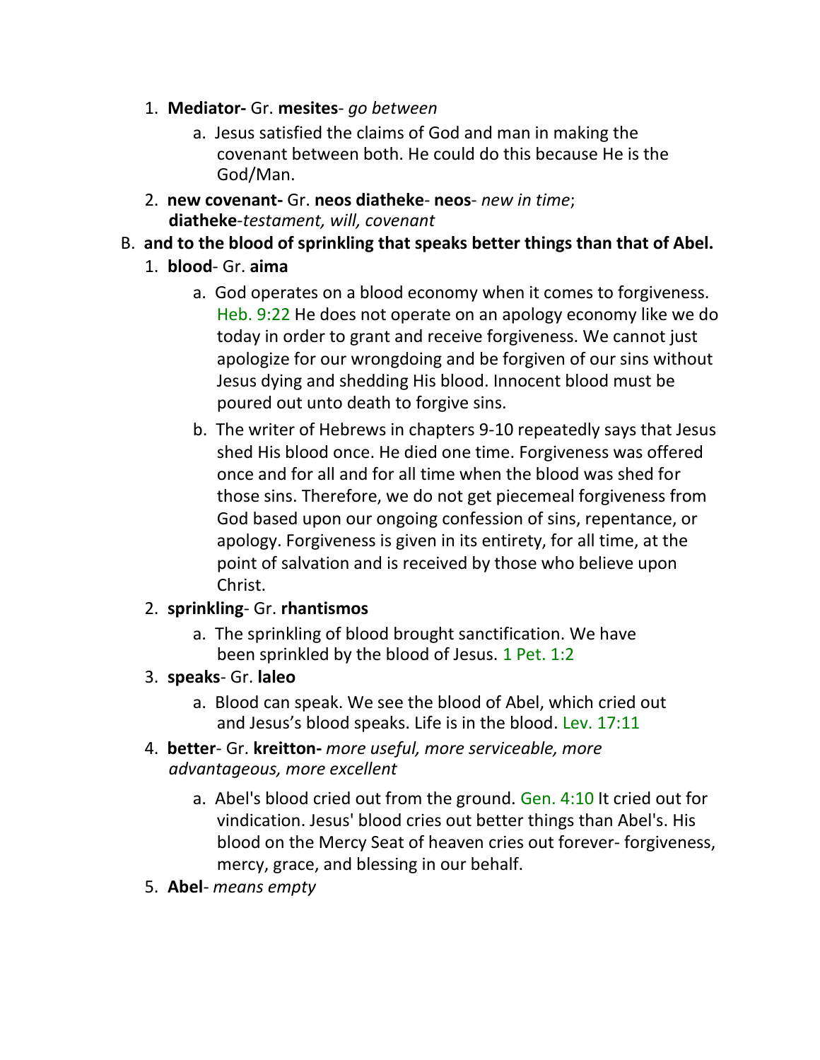1. **Mediator-** Gr. **mesites**- *go between*
    a. Jesus satisfied the claims of God and man in making the covenant between both. He could do this because He is the God/Man.
2. **new covenant-** Gr. **neos diatheke**- **neos**- *new in time*; **diatheke**-*testament, will, covenant*

B. **and to the blood of sprinkling that speaks better things than that of Abel.**

1. **blood**- Gr. **aima**
    a. God operates on a blood economy when it comes to forgiveness. Heb. 9:22 He does not operate on an apology economy like we do today in order to grant and receive forgiveness. We cannot just apologize for our wrongdoing and be forgiven of our sins without Jesus dying and shedding His blood. Innocent blood must be poured out unto death to forgive sins.
    b. The writer of Hebrews in chapters 9-10 repeatedly says that Jesus shed His blood once. He died one time. Forgiveness was offered once and for all and for all time when the blood was shed for those sins. Therefore, we do not get piecemeal forgiveness from God based upon our ongoing confession of sins, repentance, or apology. Forgiveness is given in its entirety, for all time, at the point of salvation and is received by those who believe upon Christ.
2. **sprinkling**- Gr. **rhantismos**
    a. The sprinkling of blood brought sanctification. We have been sprinkled by the blood of Jesus. 1 Pet. 1:2
3. **speaks**- Gr. **laleo**
    a. Blood can speak. We see the blood of Abel, which cried out and Jesus's blood speaks. Life is in the blood. Lev. 17:11
4. **better**- Gr. **kreitton-** *more useful, more serviceable, more advantageous, more excellent*
    a. Abel's blood cried out from the ground. Gen. 4:10 It cried out for vindication. Jesus' blood cries out better things than Abel's. His blood on the Mercy Seat of heaven cries out forever- forgiveness, mercy, grace, and blessing in our behalf.
5. **Abel**- *means empty*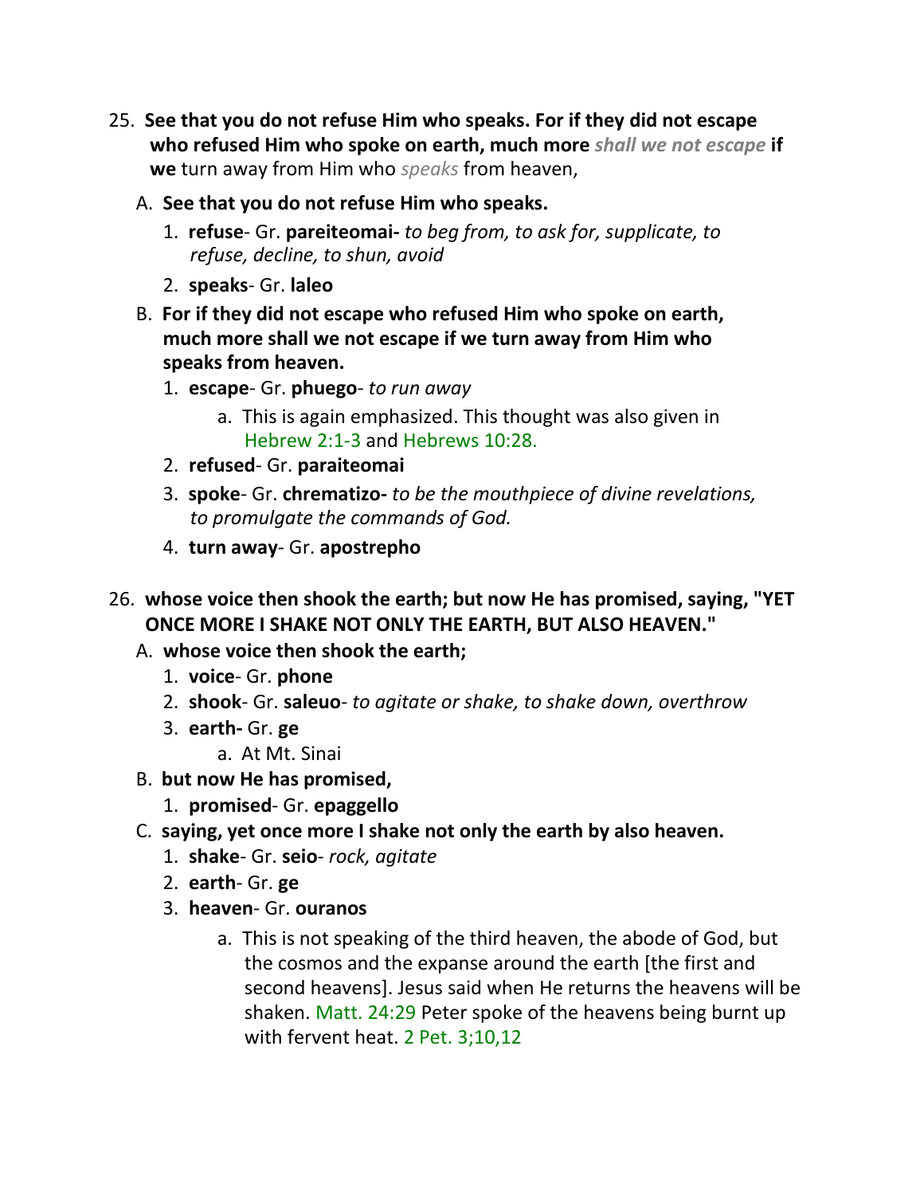25. **See that you do not refuse Him who speaks. For if they did not escape who refused Him who spoke on earth, much more** ***shall we not escape*** **if we** turn away from Him who *speaks* from heaven,

   A. **See that you do not refuse Him who speaks.**

      1. **refuse**- Gr. **pareiteomai-** *to beg from, to ask for, supplicate, to refuse, decline, to shun, avoid*

      2. **speaks**- Gr. **laleo**

   B. **For if they did not escape who refused Him who spoke on earth, much more shall we not escape if we turn away from Him who speaks from heaven.**

      1. **escape**- Gr. **phuego**- *to run away*

         a. This is again emphasized. This thought was also given in Hebrew 2:1-3 and Hebrews 10:28.

      2. **refused**- Gr. **paraiteomai**

      3. **spoke**- Gr. **chrematizo-** *to be the mouthpiece of divine revelations, to promulgate the commands of God.*

      4. **turn away**- Gr. **apostrepho**

26. **whose voice then shook the earth; but now He has promised, saying, "YET ONCE MORE I SHAKE NOT ONLY THE EARTH, BUT ALSO HEAVEN."**

   A. **whose voice then shook the earth;**

      1. **voice**- Gr. **phone**

      2. **shook**- Gr. **saleuo**- *to agitate or shake, to shake down, overthrow*

      3. **earth-** Gr. **ge**

         a. At Mt. Sinai

   B. **but now He has promised,**

      1. **promised**- Gr. **epaggello**

   C. **saying, yet once more I shake not only the earth by also heaven.**

      1. **shake**- Gr. **seio**- *rock, agitate*

      2. **earth**- Gr. **ge**

      3. **heaven**- Gr. **ouranos**

         a. This is not speaking of the third heaven, the abode of God, but the cosmos and the expanse around the earth [the first and second heavens]. Jesus said when He returns the heavens will be shaken. Matt. 24:29 Peter spoke of the heavens being burnt up with fervent heat. 2 Pet. 3;10,12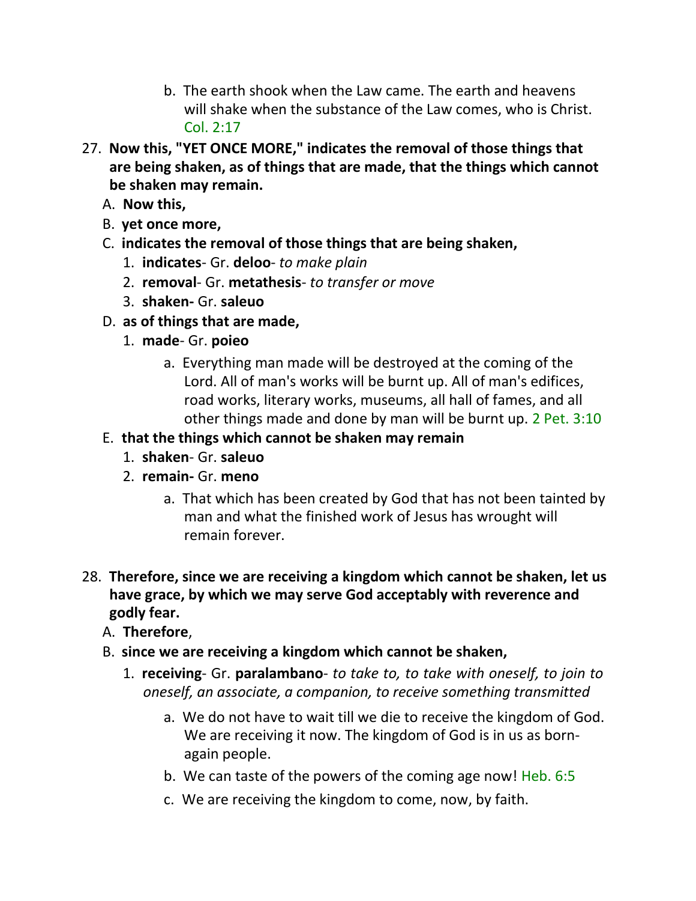b. The earth shook when the Law came. The earth and heavens will shake when the substance of the Law comes, who is Christ. Col. 2:17

27. **Now this, "YET ONCE MORE," indicates the removal of those things that are being shaken, as of things that are made, that the things which cannot be shaken may remain.**

   A. **Now this,**

   B. **yet once more,**

   C. **indicates the removal of those things that are being shaken,**

      1. **indicates**- Gr. **deloo**- *to make plain*
      2. **removal**- Gr. **metathesis**- *to transfer or move*
      3. **shaken-** Gr. **saleuo**

   D. **as of things that are made,**

      1. **made**- Gr. **poieo**

         a. Everything man made will be destroyed at the coming of the Lord. All of man's works will be burnt up. All of man's edifices, road works, literary works, museums, all hall of fames, and all other things made and done by man will be burnt up. 2 Pet. 3:10

   E. **that the things which cannot be shaken may remain**

      1. **shaken**- Gr. **saleuo**
      2. **remain-** Gr. **meno**

         a. That which has been created by God that has not been tainted by man and what the finished work of Jesus has wrought will remain forever.

28. **Therefore, since we are receiving a kingdom which cannot be shaken, let us have grace, by which we may serve God acceptably with reverence and godly fear.**

   A. **Therefore**,

   B. **since we are receiving a kingdom which cannot be shaken,**

      1. **receiving**- Gr. **paralambano**- *to take to, to take with oneself, to join to oneself, an associate, a companion, to receive something transmitted*

         a. We do not have to wait till we die to receive the kingdom of God. We are receiving it now. The kingdom of God is in us as born-again people.

         b. We can taste of the powers of the coming age now! Heb. 6:5

         c. We are receiving the kingdom to come, now, by faith.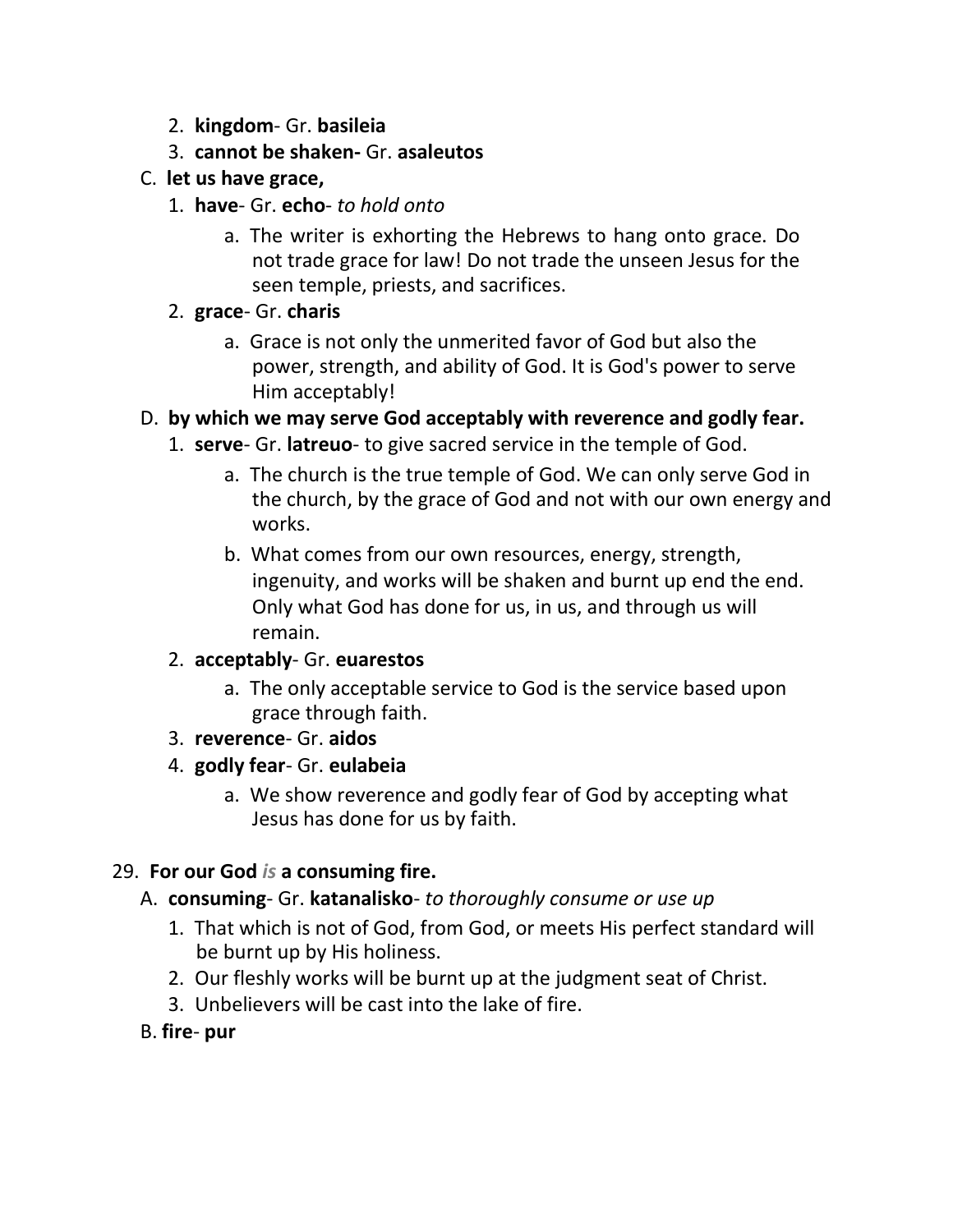2. **kingdom**- Gr. **basileia**
3. **cannot be shaken-** Gr. **asaleutos**

C. **let us have grace,**

1. **have**- Gr. **echo**- *to hold onto*
    a. The writer is exhorting the Hebrews to hang onto grace. Do not trade grace for law! Do not trade the unseen Jesus for the seen temple, priests, and sacrifices.
2. **grace**- Gr. **charis**
    a. Grace is not only the unmerited favor of God but also the power, strength, and ability of God. It is God's power to serve Him acceptably!

D. **by which we may serve God acceptably with reverence and godly fear.**

1. **serve**- Gr. **latreuo**- to give sacred service in the temple of God.
    a. The church is the true temple of God. We can only serve God in the church, by the grace of God and not with our own energy and works.
    b. What comes from our own resources, energy, strength, ingenuity, and works will be shaken and burnt up end the end. Only what God has done for us, in us, and through us will remain.
2. **acceptably**- Gr. **euarestos**
    a. The only acceptable service to God is the service based upon grace through faith.
3. **reverence**- Gr. **aidos**
4. **godly fear**- Gr. **eulabeia**
    a. We show reverence and godly fear of God by accepting what Jesus has done for us by faith.

29. **For our God *is* a consuming fire.**

A. **consuming**- Gr. **katanalisko**- *to thoroughly consume or use up*

1. That which is not of God, from God, or meets His perfect standard will be burnt up by His holiness.
2. Our fleshly works will be burnt up at the judgment seat of Christ.
3. Unbelievers will be cast into the lake of fire.

B. **fire**- **pur**